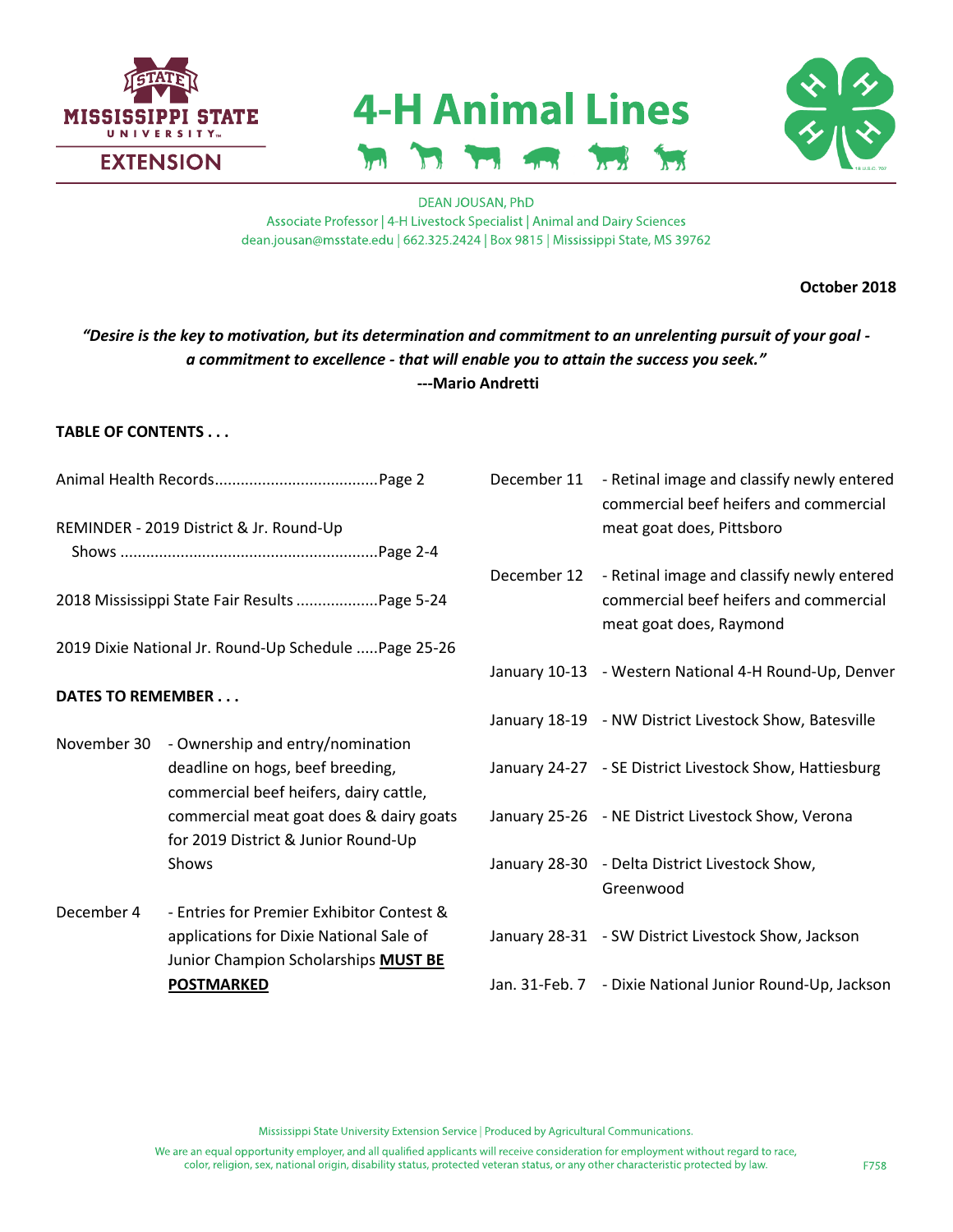# 4-H Animal Lines

DEAN JOUSAN, PhD
Associate Professor | 4-H Livestock Specialist | Animal and Dairy Sciences
dean.jousan@msstate.edu | 662.325.2424 | Box 9815 | Mississippi State, MS 39762

**October 2018**

***"Desire is the key to motivation, but its determination and commitment to an unrelenting pursuit of your goal - a commitment to excellence - that will enable you to attain the success you seek."***
**---Mario Andretti**

**TABLE OF CONTENTS . . .**

Animal Health Records......................................Page 2

REMINDER - 2019 District & Jr. Round-Up Shows ............................................................Page 2-4

2018 Mississippi State Fair Results ...................Page 5-24

2019 Dixie National Jr. Round-Up Schedule .....Page 25-26

**DATES TO REMEMBER . . .**

| Date | Event |
|---|---|
| November 30 | - Ownership and entry/nomination deadline on hogs, beef breeding, commercial beef heifers, dairy cattle, commercial meat goat does & dairy goats for 2019 District & Junior Round-Up Shows |
| December 4 | - Entries for Premier Exhibitor Contest & applications for Dixie National Sale of Junior Champion Scholarships **MUST BE POSTMARKED** |
| December 11 | - Retinal image and classify newly entered commercial beef heifers and commercial meat goat does, Pittsboro |
| December 12 | - Retinal image and classify newly entered commercial beef heifers and commercial meat goat does, Raymond |
| January 10-13 | - Western National 4-H Round-Up, Denver |
| January 18-19 | - NW District Livestock Show, Batesville |
| January 24-27 | - SE District Livestock Show, Hattiesburg |
| January 25-26 | - NE District Livestock Show, Verona |
| January 28-30 | - Delta District Livestock Show, Greenwood |
| January 28-31 | - SW District Livestock Show, Jackson |
| Jan. 31-Feb. 7 | - Dixie National Junior Round-Up, Jackson |

Mississippi State University Extension Service | Produced by Agricultural Communications.

We are an equal opportunity employer, and all qualified applicants will receive consideration for employment without regard to race, color, religion, sex, national origin, disability status, protected veteran status, or any other characteristic protected by law.

F758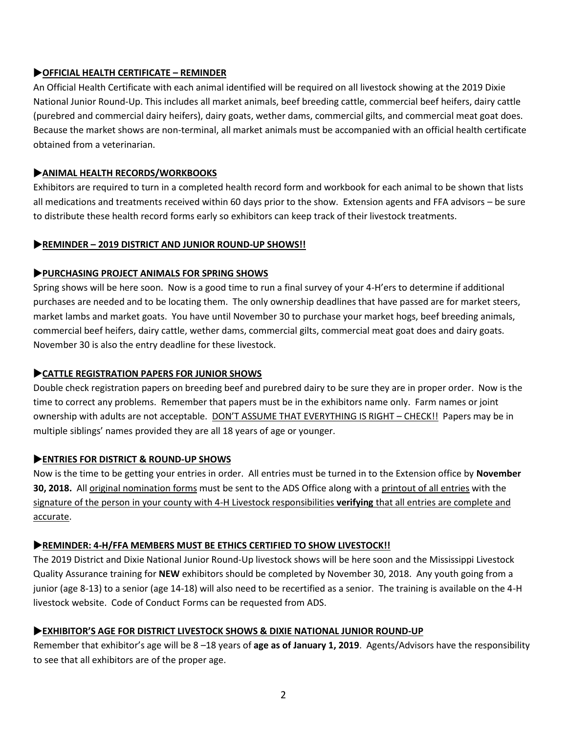### ▶OFFICIAL HEALTH CERTIFICATE – REMINDER

An Official Health Certificate with each animal identified will be required on all livestock showing at the 2019 Dixie National Junior Round-Up. This includes all market animals, beef breeding cattle, commercial beef heifers, dairy cattle (purebred and commercial dairy heifers), dairy goats, wether dams, commercial gilts, and commercial meat goat does. Because the market shows are non-terminal, all market animals must be accompanied with an official health certificate obtained from a veterinarian.

### ▶ANIMAL HEALTH RECORDS/WORKBOOKS

Exhibitors are required to turn in a completed health record form and workbook for each animal to be shown that lists all medications and treatments received within 60 days prior to the show. Extension agents and FFA advisors – be sure to distribute these health record forms early so exhibitors can keep track of their livestock treatments.

### ▶REMINDER – 2019 DISTRICT AND JUNIOR ROUND-UP SHOWS!!

### ▶PURCHASING PROJECT ANIMALS FOR SPRING SHOWS

Spring shows will be here soon. Now is a good time to run a final survey of your 4-H'ers to determine if additional purchases are needed and to be locating them. The only ownership deadlines that have passed are for market steers, market lambs and market goats. You have until November 30 to purchase your market hogs, beef breeding animals, commercial beef heifers, dairy cattle, wether dams, commercial gilts, commercial meat goat does and dairy goats. November 30 is also the entry deadline for these livestock.

### ▶CATTLE REGISTRATION PAPERS FOR JUNIOR SHOWS

Double check registration papers on breeding beef and purebred dairy to be sure they are in proper order. Now is the time to correct any problems. Remember that papers must be in the exhibitors name only. Farm names or joint ownership with adults are not acceptable. <u>DON'T ASSUME THAT EVERYTHING IS RIGHT – CHECK!!</u> Papers may be in multiple siblings' names provided they are all 18 years of age or younger.

### ▶ENTRIES FOR DISTRICT & ROUND-UP SHOWS

Now is the time to be getting your entries in order. All entries must be turned in to the Extension office by **November 30, 2018.** All <u>original nomination forms</u> must be sent to the ADS Office along with a <u>printout of all entries</u> with the <u>signature of the person in your county with 4-H Livestock responsibilities **verifying** that all entries are complete and accurate</u>.

### ▶REMINDER: 4-H/FFA MEMBERS MUST BE ETHICS CERTIFIED TO SHOW LIVESTOCK!!

The 2019 District and Dixie National Junior Round-Up livestock shows will be here soon and the Mississippi Livestock Quality Assurance training for **NEW** exhibitors should be completed by November 30, 2018. Any youth going from a junior (age 8-13) to a senior (age 14-18) will also need to be recertified as a senior. The training is available on the 4-H livestock website. Code of Conduct Forms can be requested from ADS.

### ▶EXHIBITOR'S AGE FOR DISTRICT LIVESTOCK SHOWS & DIXIE NATIONAL JUNIOR ROUND-UP

Remember that exhibitor's age will be 8 –18 years of **age as of January 1, 2019**. Agents/Advisors have the responsibility to see that all exhibitors are of the proper age.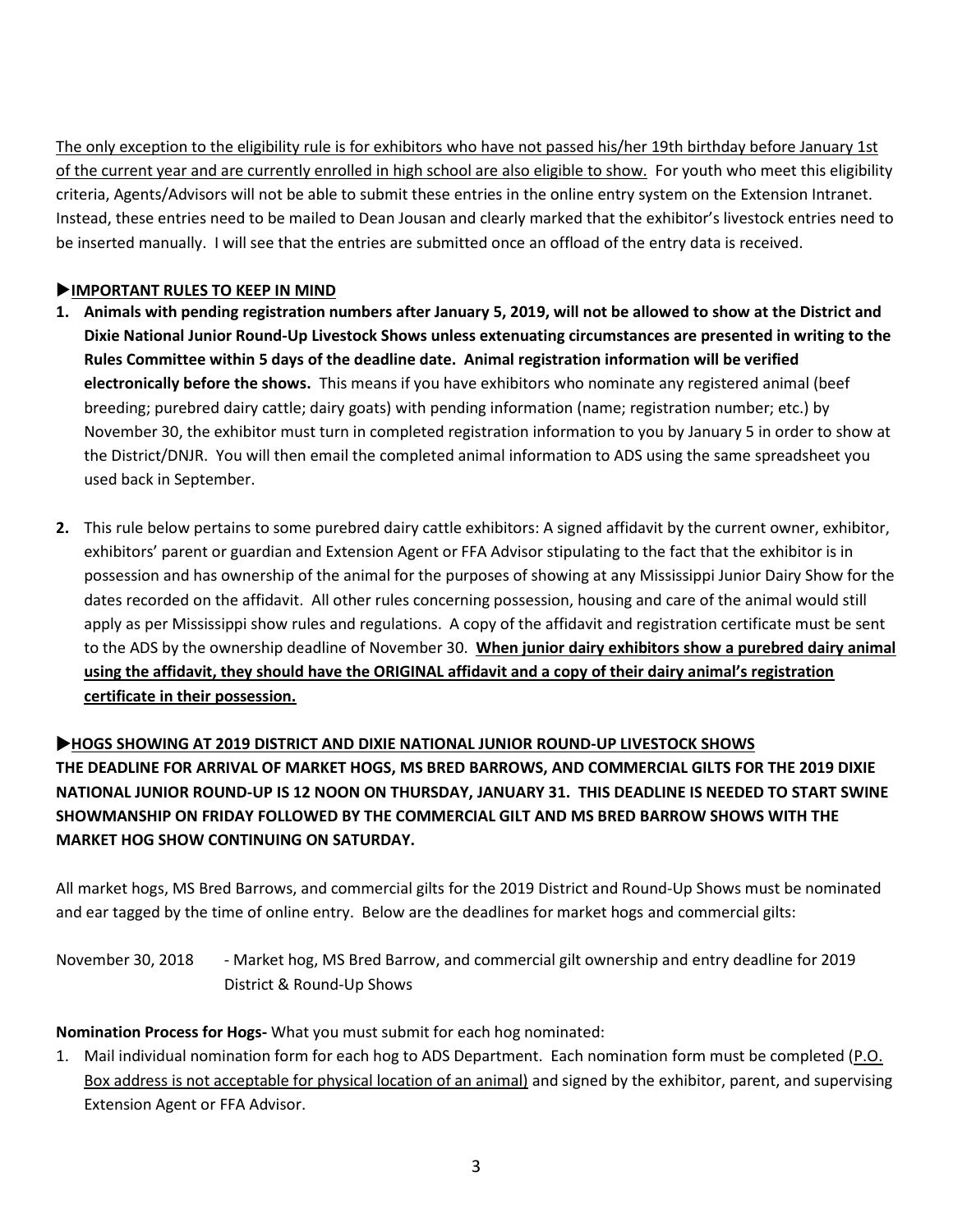<u>The only exception to the eligibility rule is for exhibitors who have not passed his/her 19th birthday before January 1st of the current year and are currently enrolled in high school are also eligible to show.</u> For youth who meet this eligibility criteria, Agents/Advisors will not be able to submit these entries in the online entry system on the Extension Intranet. Instead, these entries need to be mailed to Dean Jousan and clearly marked that the exhibitor's livestock entries need to be inserted manually. I will see that the entries are submitted once an offload of the entry data is received.

## ▶IMPORTANT RULES TO KEEP IN MIND

1. **Animals with pending registration numbers after January 5, 2019, will not be allowed to show at the District and Dixie National Junior Round-Up Livestock Shows unless extenuating circumstances are presented in writing to the Rules Committee within 5 days of the deadline date. Animal registration information will be verified electronically before the shows.** This means if you have exhibitors who nominate any registered animal (beef breeding; purebred dairy cattle; dairy goats) with pending information (name; registration number; etc.) by November 30, the exhibitor must turn in completed registration information to you by January 5 in order to show at the District/DNJR. You will then email the completed animal information to ADS using the same spreadsheet you used back in September.

2. This rule below pertains to some purebred dairy cattle exhibitors: A signed affidavit by the current owner, exhibitor, exhibitors' parent or guardian and Extension Agent or FFA Advisor stipulating to the fact that the exhibitor is in possession and has ownership of the animal for the purposes of showing at any Mississippi Junior Dairy Show for the dates recorded on the affidavit. All other rules concerning possession, housing and care of the animal would still apply as per Mississippi show rules and regulations. A copy of the affidavit and registration certificate must be sent to the ADS by the ownership deadline of November 30. **<u>When junior dairy exhibitors show a purebred dairy animal using the affidavit, they should have the ORIGINAL affidavit and a copy of their dairy animal's registration certificate in their possession.</u>**

## ▶HOGS SHOWING AT 2019 DISTRICT AND DIXIE NATIONAL JUNIOR ROUND-UP LIVESTOCK SHOWS

**THE DEADLINE FOR ARRIVAL OF MARKET HOGS, MS BRED BARROWS, AND COMMERCIAL GILTS FOR THE 2019 DIXIE NATIONAL JUNIOR ROUND-UP IS 12 NOON ON THURSDAY, JANUARY 31. THIS DEADLINE IS NEEDED TO START SWINE SHOWMANSHIP ON FRIDAY FOLLOWED BY THE COMMERCIAL GILT AND MS BRED BARROW SHOWS WITH THE MARKET HOG SHOW CONTINUING ON SATURDAY.**

All market hogs, MS Bred Barrows, and commercial gilts for the 2019 District and Round-Up Shows must be nominated and ear tagged by the time of online entry. Below are the deadlines for market hogs and commercial gilts:

November 30, 2018 - Market hog, MS Bred Barrow, and commercial gilt ownership and entry deadline for 2019 District & Round-Up Shows

**Nomination Process for Hogs-** What you must submit for each hog nominated:

1. Mail individual nomination form for each hog to ADS Department. Each nomination form must be completed (<u>P.O. Box address is not acceptable for physical location of an animal)</u> and signed by the exhibitor, parent, and supervising Extension Agent or FFA Advisor.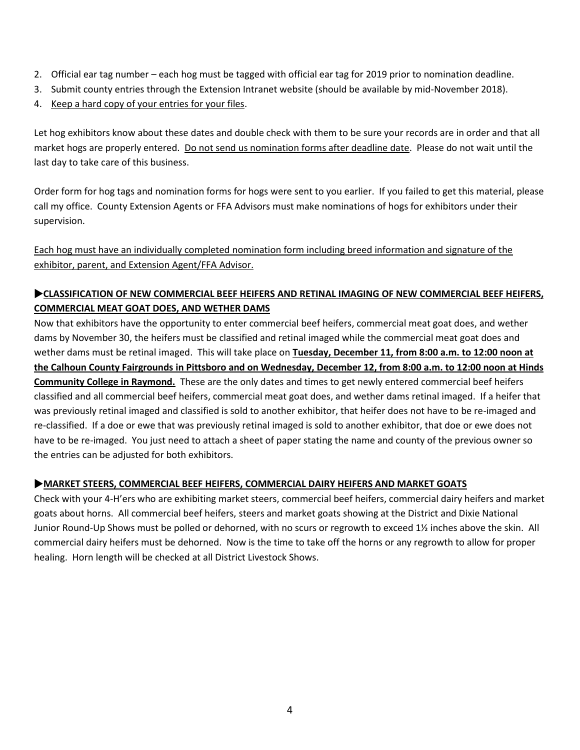2. Official ear tag number – each hog must be tagged with official ear tag for 2019 prior to nomination deadline.
3. Submit county entries through the Extension Intranet website (should be available by mid-November 2018).
4. <u>Keep a hard copy of your entries for your files</u>.

Let hog exhibitors know about these dates and double check with them to be sure your records are in order and that all market hogs are properly entered. <u>Do not send us nomination forms after deadline date</u>. Please do not wait until the last day to take care of this business.

Order form for hog tags and nomination forms for hogs were sent to you earlier. If you failed to get this material, please call my office. County Extension Agents or FFA Advisors must make nominations of hogs for exhibitors under their supervision.

<u>Each hog must have an individually completed nomination form including breed information and signature of the exhibitor, parent, and Extension Agent/FFA Advisor.</u>

### ▶CLASSIFICATION OF NEW COMMERCIAL BEEF HEIFERS AND RETINAL IMAGING OF NEW COMMERCIAL BEEF HEIFERS, COMMERCIAL MEAT GOAT DOES, AND WETHER DAMS

Now that exhibitors have the opportunity to enter commercial beef heifers, commercial meat goat does, and wether dams by November 30, the heifers must be classified and retinal imaged while the commercial meat goat does and wether dams must be retinal imaged. This will take place on **Tuesday, December 11, from 8:00 a.m. to 12:00 noon at the Calhoun County Fairgrounds in Pittsboro and on Wednesday, December 12, from 8:00 a.m. to 12:00 noon at Hinds Community College in Raymond.** These are the only dates and times to get newly entered commercial beef heifers classified and all commercial beef heifers, commercial meat goat does, and wether dams retinal imaged. If a heifer that was previously retinal imaged and classified is sold to another exhibitor, that heifer does not have to be re-imaged and re-classified. If a doe or ewe that was previously retinal imaged is sold to another exhibitor, that doe or ewe does not have to be re-imaged. You just need to attach a sheet of paper stating the name and county of the previous owner so the entries can be adjusted for both exhibitors.

### ▶MARKET STEERS, COMMERCIAL BEEF HEIFERS, COMMERCIAL DAIRY HEIFERS AND MARKET GOATS

Check with your 4-H'ers who are exhibiting market steers, commercial beef heifers, commercial dairy heifers and market goats about horns. All commercial beef heifers, steers and market goats showing at the District and Dixie National Junior Round-Up Shows must be polled or dehorned, with no scurs or regrowth to exceed 1½ inches above the skin. All commercial dairy heifers must be dehorned. Now is the time to take off the horns or any regrowth to allow for proper healing. Horn length will be checked at all District Livestock Shows.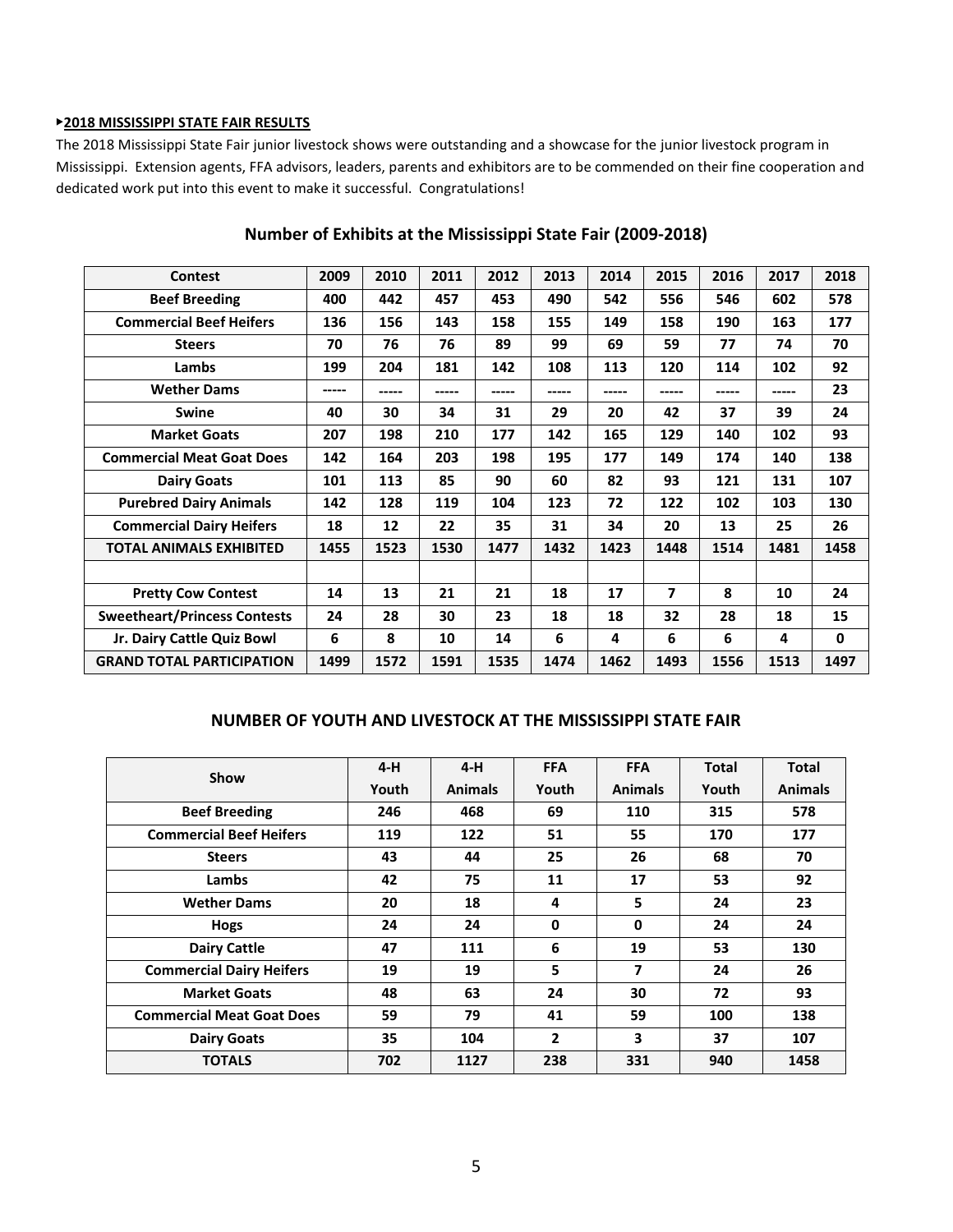### ▸2018 MISSISSIPPI STATE FAIR RESULTS

The 2018 Mississippi State Fair junior livestock shows were outstanding and a showcase for the junior livestock program in Mississippi. Extension agents, FFA advisors, leaders, parents and exhibitors are to be commended on their fine cooperation and dedicated work put into this event to make it successful. Congratulations!

## Number of Exhibits at the Mississippi State Fair (2009-2018)

| Contest | 2009 | 2010 | 2011 | 2012 | 2013 | 2014 | 2015 | 2016 | 2017 | 2018 |
|---|---|---|---|---|---|---|---|---|---|---|
| **Beef Breeding** | 400 | 442 | 457 | 453 | 490 | 542 | 556 | 546 | 602 | 578 |
| **Commercial Beef Heifers** | 136 | 156 | 143 | 158 | 155 | 149 | 158 | 190 | 163 | 177 |
| **Steers** | 70 | 76 | 76 | 89 | 99 | 69 | 59 | 77 | 74 | 70 |
| **Lambs** | 199 | 204 | 181 | 142 | 108 | 113 | 120 | 114 | 102 | 92 |
| **Wether Dams** | ----- | ----- | ----- | ----- | ----- | ----- | ----- | ----- | ----- | 23 |
| **Swine** | 40 | 30 | 34 | 31 | 29 | 20 | 42 | 37 | 39 | 24 |
| **Market Goats** | 207 | 198 | 210 | 177 | 142 | 165 | 129 | 140 | 102 | 93 |
| **Commercial Meat Goat Does** | 142 | 164 | 203 | 198 | 195 | 177 | 149 | 174 | 140 | 138 |
| **Dairy Goats** | 101 | 113 | 85 | 90 | 60 | 82 | 93 | 121 | 131 | 107 |
| **Purebred Dairy Animals** | 142 | 128 | 119 | 104 | 123 | 72 | 122 | 102 | 103 | 130 |
| **Commercial Dairy Heifers** | 18 | 12 | 22 | 35 | 31 | 34 | 20 | 13 | 25 | 26 |
| **TOTAL ANIMALS EXHIBITED** | 1455 | 1523 | 1530 | 1477 | 1432 | 1423 | 1448 | 1514 | 1481 | 1458 |
| | | | | | | | | | | |
| **Pretty Cow Contest** | 14 | 13 | 21 | 21 | 18 | 17 | 7 | 8 | 10 | 24 |
| **Sweetheart/Princess Contests** | 24 | 28 | 30 | 23 | 18 | 18 | 32 | 28 | 18 | 15 |
| **Jr. Dairy Cattle Quiz Bowl** | 6 | 8 | 10 | 14 | 6 | 4 | 6 | 6 | 4 | 0 |
| **GRAND TOTAL PARTICIPATION** | 1499 | 1572 | 1591 | 1535 | 1474 | 1462 | 1493 | 1556 | 1513 | 1497 |

## NUMBER OF YOUTH AND LIVESTOCK AT THE MISSISSIPPI STATE FAIR

| Show | 4-H Youth | 4-H Animals | FFA Youth | FFA Animals | Total Youth | Total Animals |
|---|---|---|---|---|---|---|
| **Beef Breeding** | 246 | 468 | 69 | 110 | 315 | 578 |
| **Commercial Beef Heifers** | 119 | 122 | 51 | 55 | 170 | 177 |
| **Steers** | 43 | 44 | 25 | 26 | 68 | 70 |
| **Lambs** | 42 | 75 | 11 | 17 | 53 | 92 |
| **Wether Dams** | 20 | 18 | 4 | 5 | 24 | 23 |
| **Hogs** | 24 | 24 | 0 | 0 | 24 | 24 |
| **Dairy Cattle** | 47 | 111 | 6 | 19 | 53 | 130 |
| **Commercial Dairy Heifers** | 19 | 19 | 5 | 7 | 24 | 26 |
| **Market Goats** | 48 | 63 | 24 | 30 | 72 | 93 |
| **Commercial Meat Goat Does** | 59 | 79 | 41 | 59 | 100 | 138 |
| **Dairy Goats** | 35 | 104 | 2 | 3 | 37 | 107 |
| **TOTALS** | 702 | 1127 | 238 | 331 | 940 | 1458 |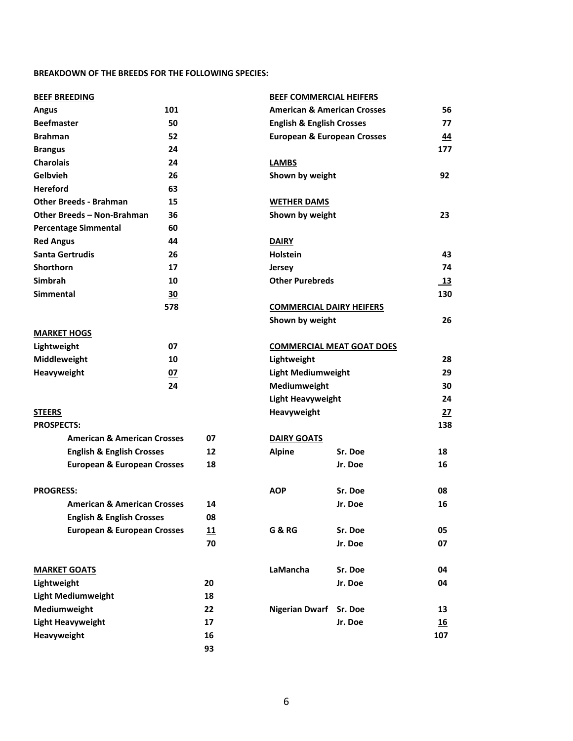**BREAKDOWN OF THE BREEDS FOR THE FOLLOWING SPECIES:**

**BEEF BREEDING**

| Breed | Count |
|---|---|
| Angus | 101 |
| Beefmaster | 50 |
| Brahman | 52 |
| Brangus | 24 |
| Charolais | 24 |
| Gelbvieh | 26 |
| Hereford | 63 |
| Other Breeds - Brahman | 15 |
| Other Breeds – Non-Brahman | 36 |
| Percentage Simmental | 60 |
| Red Angus | 44 |
| Santa Gertrudis | 26 |
| Shorthorn | 17 |
| Simbrah | 10 |
| Simmental | 30 |
| | 578 |

**MARKET HOGS**

| Class | Count |
|---|---|
| Lightweight | 07 |
| Middleweight | 10 |
| Heavyweight | 07 |
| | 24 |

**STEERS**

| | | Count |
|---|---|---|
| **PROSPECTS:** | | |
| | American & American Crosses | 07 |
| | English & English Crosses | 12 |
| | European & European Crosses | 18 |
| **PROGRESS:** | | |
| | American & American Crosses | 14 |
| | English & English Crosses | 08 |
| | European & European Crosses | 11 |
| | | 70 |

**MARKET GOATS**

| Class | Count |
|---|---|
| Lightweight | 20 |
| Light Mediumweight | 18 |
| Mediumweight | 22 |
| Light Heavyweight | 17 |
| Heavyweight | 16 |
| | 93 |

**BEEF COMMERCIAL HEIFERS**

| Class | Count |
|---|---|
| American & American Crosses | 56 |
| English & English Crosses | 77 |
| European & European Crosses | 44 |
| | 177 |

**LAMBS**

| Class | Count |
|---|---|
| Shown by weight | 92 |

**WETHER DAMS**

| Class | Count |
|---|---|
| Shown by weight | 23 |

**DAIRY**

| Breed | Count |
|---|---|
| Holstein | 43 |
| Jersey | 74 |
| Other Purebreds | 13 |
| | 130 |

**COMMERCIAL DAIRY HEIFERS**

| Class | Count |
|---|---|
| Shown by weight | 26 |

**COMMERCIAL MEAT GOAT DOES**

| Class | Count |
|---|---|
| Lightweight | 28 |
| Light Mediumweight | 29 |
| Mediumweight | 30 |
| Light Heavyweight | 24 |
| Heavyweight | 27 |
| | 138 |

**DAIRY GOATS**

| Breed | Class | Count |
|---|---|---|
| Alpine | Sr. Doe | 18 |
| | Jr. Doe | 16 |
| AOP | Sr. Doe | 08 |
| | Jr. Doe | 16 |
| G & RG | Sr. Doe | 05 |
| | Jr. Doe | 07 |
| LaMancha | Sr. Doe | 04 |
| | Jr. Doe | 04 |
| Nigerian Dwarf | Sr. Doe | 13 |
| | Jr. Doe | 16 |
| | | 107 |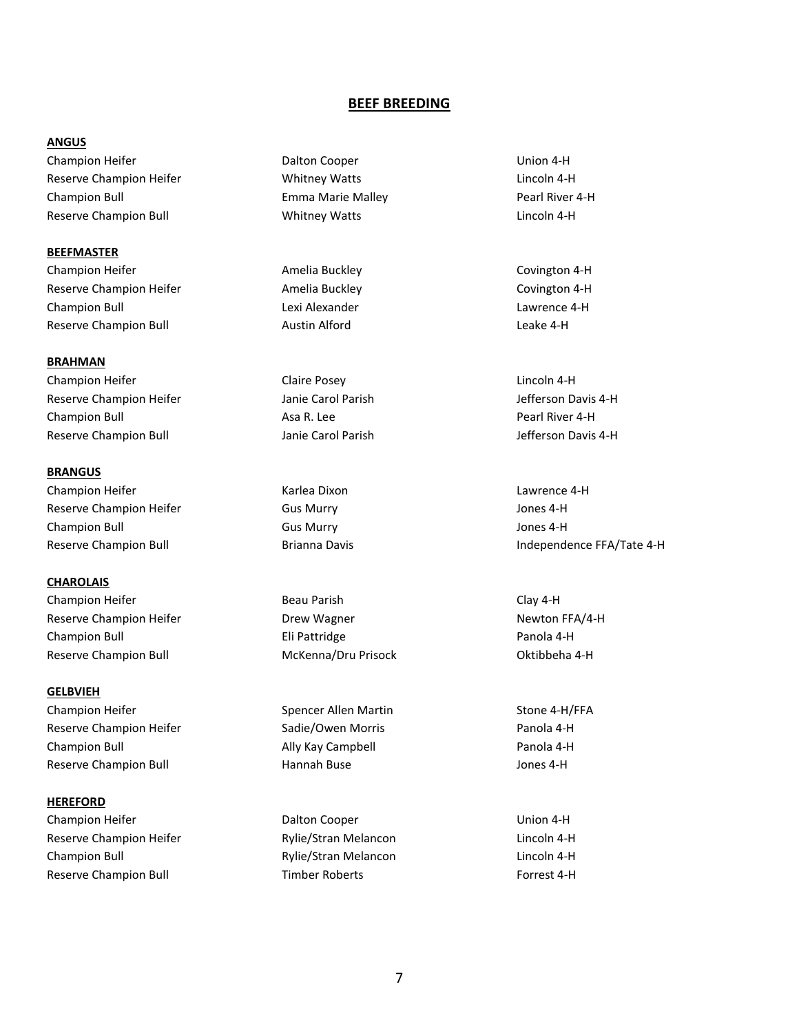# BEEF BREEDING

**ANGUS**

| | | |
|---|---|---|
| Champion Heifer | Dalton Cooper | Union 4-H |
| Reserve Champion Heifer | Whitney Watts | Lincoln 4-H |
| Champion Bull | Emma Marie Malley | Pearl River 4-H |
| Reserve Champion Bull | Whitney Watts | Lincoln 4-H |

**BEEFMASTER**

| | | |
|---|---|---|
| Champion Heifer | Amelia Buckley | Covington 4-H |
| Reserve Champion Heifer | Amelia Buckley | Covington 4-H |
| Champion Bull | Lexi Alexander | Lawrence 4-H |
| Reserve Champion Bull | Austin Alford | Leake 4-H |

**BRAHMAN**

| | | |
|---|---|---|
| Champion Heifer | Claire Posey | Lincoln 4-H |
| Reserve Champion Heifer | Janie Carol Parish | Jefferson Davis 4-H |
| Champion Bull | Asa R. Lee | Pearl River 4-H |
| Reserve Champion Bull | Janie Carol Parish | Jefferson Davis 4-H |

**BRANGUS**

| | | |
|---|---|---|
| Champion Heifer | Karlea Dixon | Lawrence 4-H |
| Reserve Champion Heifer | Gus Murry | Jones 4-H |
| Champion Bull | Gus Murry | Jones 4-H |
| Reserve Champion Bull | Brianna Davis | Independence FFA/Tate 4-H |

**CHAROLAIS**

| | | |
|---|---|---|
| Champion Heifer | Beau Parish | Clay 4-H |
| Reserve Champion Heifer | Drew Wagner | Newton FFA/4-H |
| Champion Bull | Eli Pattridge | Panola 4-H |
| Reserve Champion Bull | McKenna/Dru Prisock | Oktibbeha 4-H |

**GELBVIEH**

| | | |
|---|---|---|
| Champion Heifer | Spencer Allen Martin | Stone 4-H/FFA |
| Reserve Champion Heifer | Sadie/Owen Morris | Panola 4-H |
| Champion Bull | Ally Kay Campbell | Panola 4-H |
| Reserve Champion Bull | Hannah Buse | Jones 4-H |

**HEREFORD**

| | | |
|---|---|---|
| Champion Heifer | Dalton Cooper | Union 4-H |
| Reserve Champion Heifer | Rylie/Stran Melancon | Lincoln 4-H |
| Champion Bull | Rylie/Stran Melancon | Lincoln 4-H |
| Reserve Champion Bull | Timber Roberts | Forrest 4-H |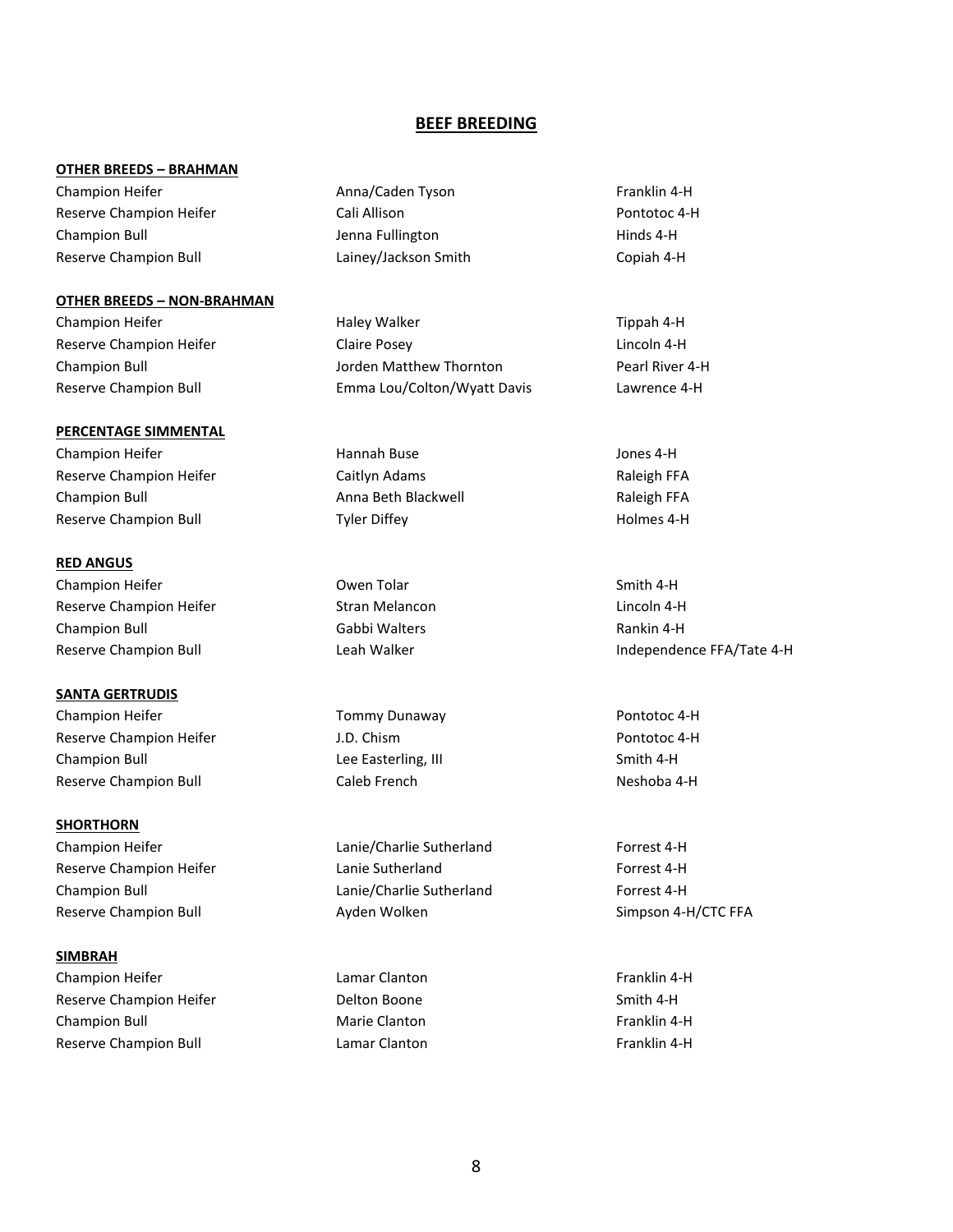# BEEF BREEDING

### OTHER BREEDS – BRAHMAN

| | | |
|---|---|---|
| Champion Heifer | Anna/Caden Tyson | Franklin 4-H |
| Reserve Champion Heifer | Cali Allison | Pontotoc 4-H |
| Champion Bull | Jenna Fullington | Hinds 4-H |
| Reserve Champion Bull | Lainey/Jackson Smith | Copiah 4-H |

### OTHER BREEDS – NON-BRAHMAN

| | | |
|---|---|---|
| Champion Heifer | Haley Walker | Tippah 4-H |
| Reserve Champion Heifer | Claire Posey | Lincoln 4-H |
| Champion Bull | Jorden Matthew Thornton | Pearl River 4-H |
| Reserve Champion Bull | Emma Lou/Colton/Wyatt Davis | Lawrence 4-H |

### PERCENTAGE SIMMENTAL

| | | |
|---|---|---|
| Champion Heifer | Hannah Buse | Jones 4-H |
| Reserve Champion Heifer | Caitlyn Adams | Raleigh FFA |
| Champion Bull | Anna Beth Blackwell | Raleigh FFA |
| Reserve Champion Bull | Tyler Diffey | Holmes 4-H |

### RED ANGUS

| | | |
|---|---|---|
| Champion Heifer | Owen Tolar | Smith 4-H |
| Reserve Champion Heifer | Stran Melancon | Lincoln 4-H |
| Champion Bull | Gabbi Walters | Rankin 4-H |
| Reserve Champion Bull | Leah Walker | Independence FFA/Tate 4-H |

### SANTA GERTRUDIS

| | | |
|---|---|---|
| Champion Heifer | Tommy Dunaway | Pontotoc 4-H |
| Reserve Champion Heifer | J.D. Chism | Pontotoc 4-H |
| Champion Bull | Lee Easterling, III | Smith 4-H |
| Reserve Champion Bull | Caleb French | Neshoba 4-H |

### SHORTHORN

| | | |
|---|---|---|
| Champion Heifer | Lanie/Charlie Sutherland | Forrest 4-H |
| Reserve Champion Heifer | Lanie Sutherland | Forrest 4-H |
| Champion Bull | Lanie/Charlie Sutherland | Forrest 4-H |
| Reserve Champion Bull | Ayden Wolken | Simpson 4-H/CTC FFA |

### SIMBRAH

| | | |
|---|---|---|
| Champion Heifer | Lamar Clanton | Franklin 4-H |
| Reserve Champion Heifer | Delton Boone | Smith 4-H |
| Champion Bull | Marie Clanton | Franklin 4-H |
| Reserve Champion Bull | Lamar Clanton | Franklin 4-H |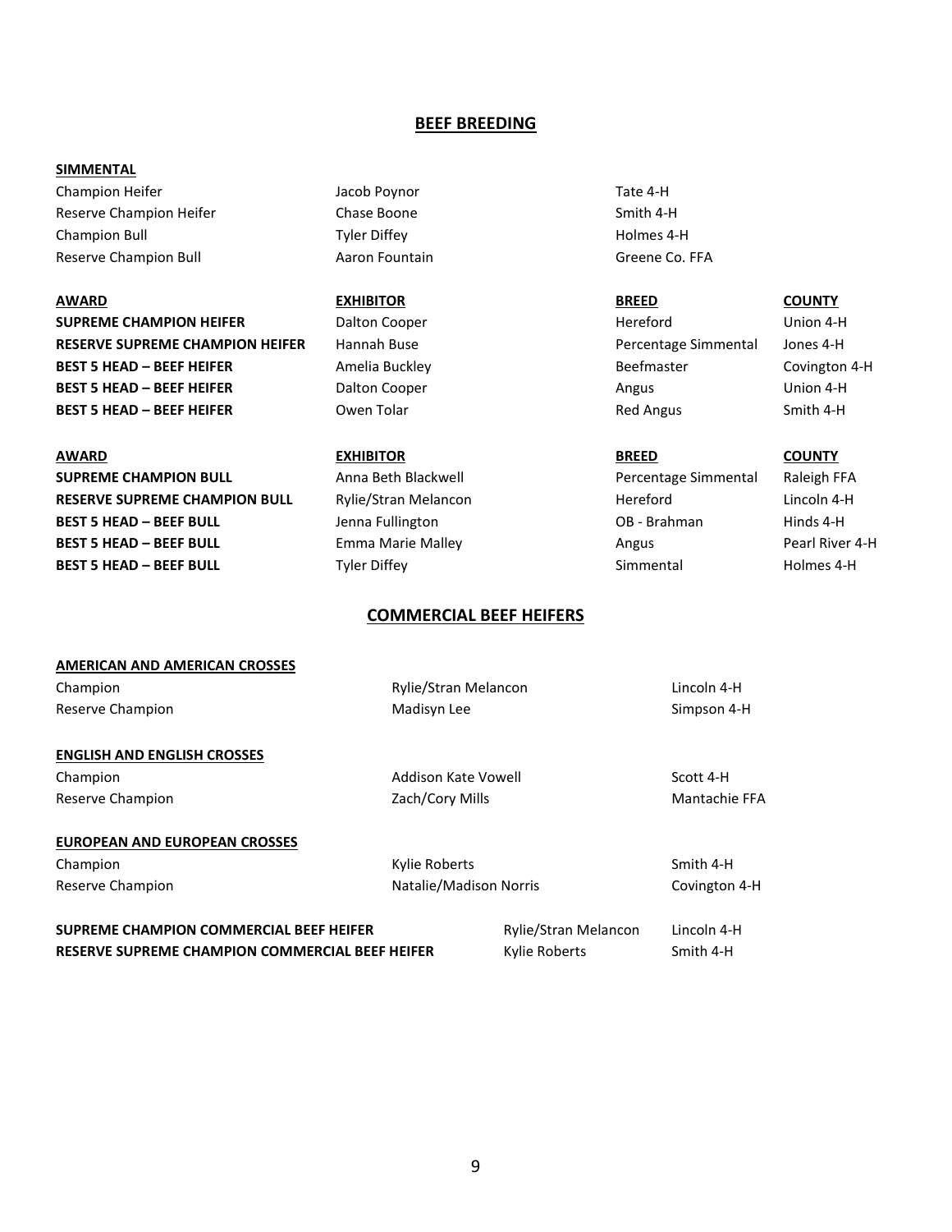# BEEF BREEDING

**SIMMENTAL**

| | | |
|---|---|---|
| Champion Heifer | Jacob Poynor | Tate 4-H |
| Reserve Champion Heifer | Chase Boone | Smith 4-H |
| Champion Bull | Tyler Diffey | Holmes 4-H |
| Reserve Champion Bull | Aaron Fountain | Greene Co. FFA |

| AWARD | EXHIBITOR | BREED | COUNTY |
|---|---|---|---|
| **SUPREME CHAMPION HEIFER** | Dalton Cooper | Hereford | Union 4-H |
| **RESERVE SUPREME CHAMPION HEIFER** | Hannah Buse | Percentage Simmental | Jones 4-H |
| **BEST 5 HEAD – BEEF HEIFER** | Amelia Buckley | Beefmaster | Covington 4-H |
| **BEST 5 HEAD – BEEF HEIFER** | Dalton Cooper | Angus | Union 4-H |
| **BEST 5 HEAD – BEEF HEIFER** | Owen Tolar | Red Angus | Smith 4-H |

| AWARD | EXHIBITOR | BREED | COUNTY |
|---|---|---|---|
| **SUPREME CHAMPION BULL** | Anna Beth Blackwell | Percentage Simmental | Raleigh FFA |
| **RESERVE SUPREME CHAMPION BULL** | Rylie/Stran Melancon | Hereford | Lincoln 4-H |
| **BEST 5 HEAD – BEEF BULL** | Jenna Fullington | OB - Brahman | Hinds 4-H |
| **BEST 5 HEAD – BEEF BULL** | Emma Marie Malley | Angus | Pearl River 4-H |
| **BEST 5 HEAD – BEEF BULL** | Tyler Diffey | Simmental | Holmes 4-H |

# COMMERCIAL BEEF HEIFERS

**AMERICAN AND AMERICAN CROSSES**

| | | |
|---|---|---|
| Champion | Rylie/Stran Melancon | Lincoln 4-H |
| Reserve Champion | Madisyn Lee | Simpson 4-H |

**ENGLISH AND ENGLISH CROSSES**

| | | |
|---|---|---|
| Champion | Addison Kate Vowell | Scott 4-H |
| Reserve Champion | Zach/Cory Mills | Mantachie FFA |

**EUROPEAN AND EUROPEAN CROSSES**

| | | |
|---|---|---|
| Champion | Kylie Roberts | Smith 4-H |
| Reserve Champion | Natalie/Madison Norris | Covington 4-H |

| | | |
|---|---|---|
| **SUPREME CHAMPION COMMERCIAL BEEF HEIFER** | Rylie/Stran Melancon | Lincoln 4-H |
| **RESERVE SUPREME CHAMPION COMMERCIAL BEEF HEIFER** | Kylie Roberts | Smith 4-H |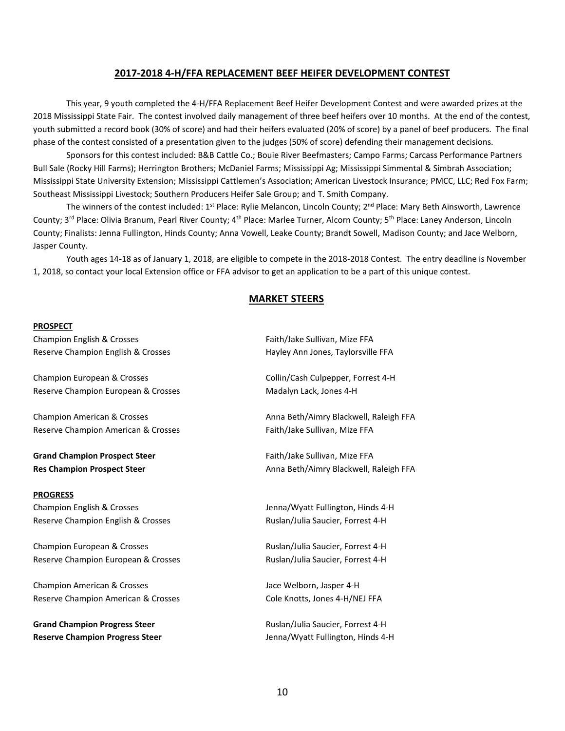## 2017-2018 4-H/FFA REPLACEMENT BEEF HEIFER DEVELOPMENT CONTEST

This year, 9 youth completed the 4-H/FFA Replacement Beef Heifer Development Contest and were awarded prizes at the 2018 Mississippi State Fair. The contest involved daily management of three beef heifers over 10 months. At the end of the contest, youth submitted a record book (30% of score) and had their heifers evaluated (20% of score) by a panel of beef producers. The final phase of the contest consisted of a presentation given to the judges (50% of score) defending their management decisions.

Sponsors for this contest included: B&B Cattle Co.; Bouie River Beefmasters; Campo Farms; Carcass Performance Partners Bull Sale (Rocky Hill Farms); Herrington Brothers; McDaniel Farms; Mississippi Ag; Mississippi Simmental & Simbrah Association; Mississippi State University Extension; Mississippi Cattlemen's Association; American Livestock Insurance; PMCC, LLC; Red Fox Farm; Southeast Mississippi Livestock; Southern Producers Heifer Sale Group; and T. Smith Company.

The winners of the contest included: 1st Place: Rylie Melancon, Lincoln County; 2nd Place: Mary Beth Ainsworth, Lawrence County; 3rd Place: Olivia Branum, Pearl River County; 4th Place: Marlee Turner, Alcorn County; 5th Place: Laney Anderson, Lincoln County; Finalists: Jenna Fullington, Hinds County; Anna Vowell, Leake County; Brandt Sowell, Madison County; and Jace Welborn, Jasper County.

Youth ages 14-18 as of January 1, 2018, are eligible to compete in the 2018-2018 Contest. The entry deadline is November 1, 2018, so contact your local Extension office or FFA advisor to get an application to be a part of this unique contest.

## MARKET STEERS

**PROSPECT**

Champion English & Crosses — Faith/Jake Sullivan, Mize FFA
Reserve Champion English & Crosses — Hayley Ann Jones, Taylorsville FFA

Champion European & Crosses — Collin/Cash Culpepper, Forrest 4-H
Reserve Champion European & Crosses — Madalyn Lack, Jones 4-H

Champion American & Crosses — Anna Beth/Aimry Blackwell, Raleigh FFA
Reserve Champion American & Crosses — Faith/Jake Sullivan, Mize FFA

**Grand Champion Prospect Steer** — Faith/Jake Sullivan, Mize FFA
**Res Champion Prospect Steer** — Anna Beth/Aimry Blackwell, Raleigh FFA

**PROGRESS**

Champion English & Crosses — Jenna/Wyatt Fullington, Hinds 4-H
Reserve Champion English & Crosses — Ruslan/Julia Saucier, Forrest 4-H

Champion European & Crosses — Ruslan/Julia Saucier, Forrest 4-H
Reserve Champion European & Crosses — Ruslan/Julia Saucier, Forrest 4-H

Champion American & Crosses — Jace Welborn, Jasper 4-H
Reserve Champion American & Crosses — Cole Knotts, Jones 4-H/NEJ FFA

**Grand Champion Progress Steer** — Ruslan/Julia Saucier, Forrest 4-H
**Reserve Champion Progress Steer** — Jenna/Wyatt Fullington, Hinds 4-H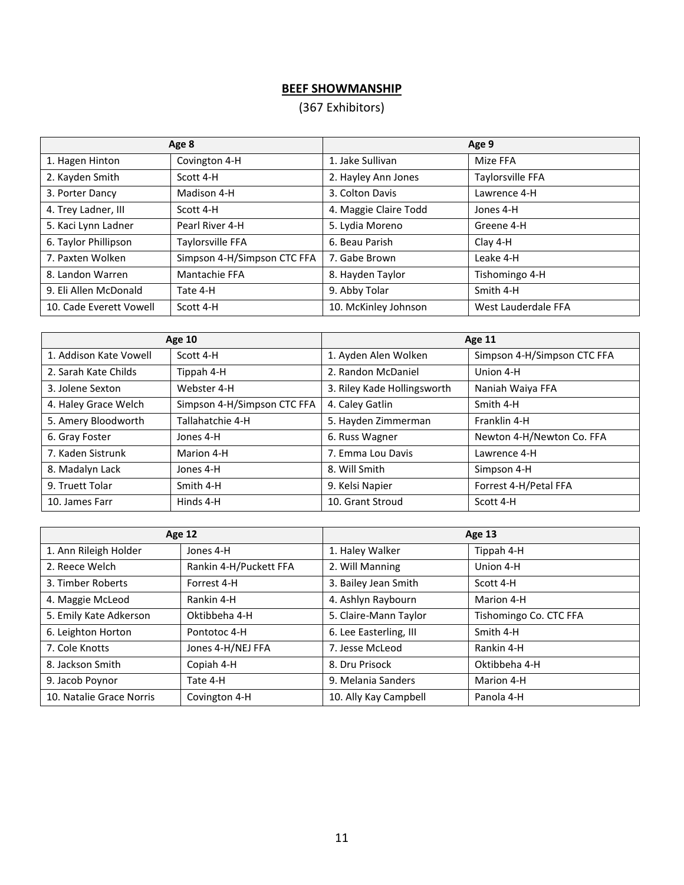## BEEF SHOWMANSHIP

(367 Exhibitors)

| Age 8 | | Age 9 | |
|---|---|---|---|
| 1. Hagen Hinton | Covington 4-H | 1. Jake Sullivan | Mize FFA |
| 2. Kayden Smith | Scott 4-H | 2. Hayley Ann Jones | Taylorsville FFA |
| 3. Porter Dancy | Madison 4-H | 3. Colton Davis | Lawrence 4-H |
| 4. Trey Ladner, III | Scott 4-H | 4. Maggie Claire Todd | Jones 4-H |
| 5. Kaci Lynn Ladner | Pearl River 4-H | 5. Lydia Moreno | Greene 4-H |
| 6. Taylor Phillipson | Taylorsville FFA | 6. Beau Parish | Clay 4-H |
| 7. Paxten Wolken | Simpson 4-H/Simpson CTC FFA | 7. Gabe Brown | Leake 4-H |
| 8. Landon Warren | Mantachie FFA | 8. Hayden Taylor | Tishomingo 4-H |
| 9. Eli Allen McDonald | Tate 4-H | 9. Abby Tolar | Smith 4-H |
| 10. Cade Everett Vowell | Scott 4-H | 10. McKinley Johnson | West Lauderdale FFA |

| Age 10 | | Age 11 | |
|---|---|---|---|
| 1. Addison Kate Vowell | Scott 4-H | 1. Ayden Alen Wolken | Simpson 4-H/Simpson CTC FFA |
| 2. Sarah Kate Childs | Tippah 4-H | 2. Randon McDaniel | Union 4-H |
| 3. Jolene Sexton | Webster 4-H | 3. Riley Kade Hollingsworth | Naniah Waiya FFA |
| 4. Haley Grace Welch | Simpson 4-H/Simpson CTC FFA | 4. Caley Gatlin | Smith 4-H |
| 5. Amery Bloodworth | Tallahatchie 4-H | 5. Hayden Zimmerman | Franklin 4-H |
| 6. Gray Foster | Jones 4-H | 6. Russ Wagner | Newton 4-H/Newton Co. FFA |
| 7. Kaden Sistrunk | Marion 4-H | 7. Emma Lou Davis | Lawrence 4-H |
| 8. Madalyn Lack | Jones 4-H | 8. Will Smith | Simpson 4-H |
| 9. Truett Tolar | Smith 4-H | 9. Kelsi Napier | Forrest 4-H/Petal FFA |
| 10. James Farr | Hinds 4-H | 10. Grant Stroud | Scott 4-H |

| Age 12 | | Age 13 | |
|---|---|---|---|
| 1. Ann Rileigh Holder | Jones 4-H | 1. Haley Walker | Tippah 4-H |
| 2. Reece Welch | Rankin 4-H/Puckett FFA | 2. Will Manning | Union 4-H |
| 3. Timber Roberts | Forrest 4-H | 3. Bailey Jean Smith | Scott 4-H |
| 4. Maggie McLeod | Rankin 4-H | 4. Ashlyn Raybourn | Marion 4-H |
| 5. Emily Kate Adkerson | Oktibbeha 4-H | 5. Claire-Mann Taylor | Tishomingo Co. CTC FFA |
| 6. Leighton Horton | Pontotoc 4-H | 6. Lee Easterling, III | Smith 4-H |
| 7. Cole Knotts | Jones 4-H/NEJ FFA | 7. Jesse McLeod | Rankin 4-H |
| 8. Jackson Smith | Copiah 4-H | 8. Dru Prisock | Oktibbeha 4-H |
| 9. Jacob Poynor | Tate 4-H | 9. Melania Sanders | Marion 4-H |
| 10. Natalie Grace Norris | Covington 4-H | 10. Ally Kay Campbell | Panola 4-H |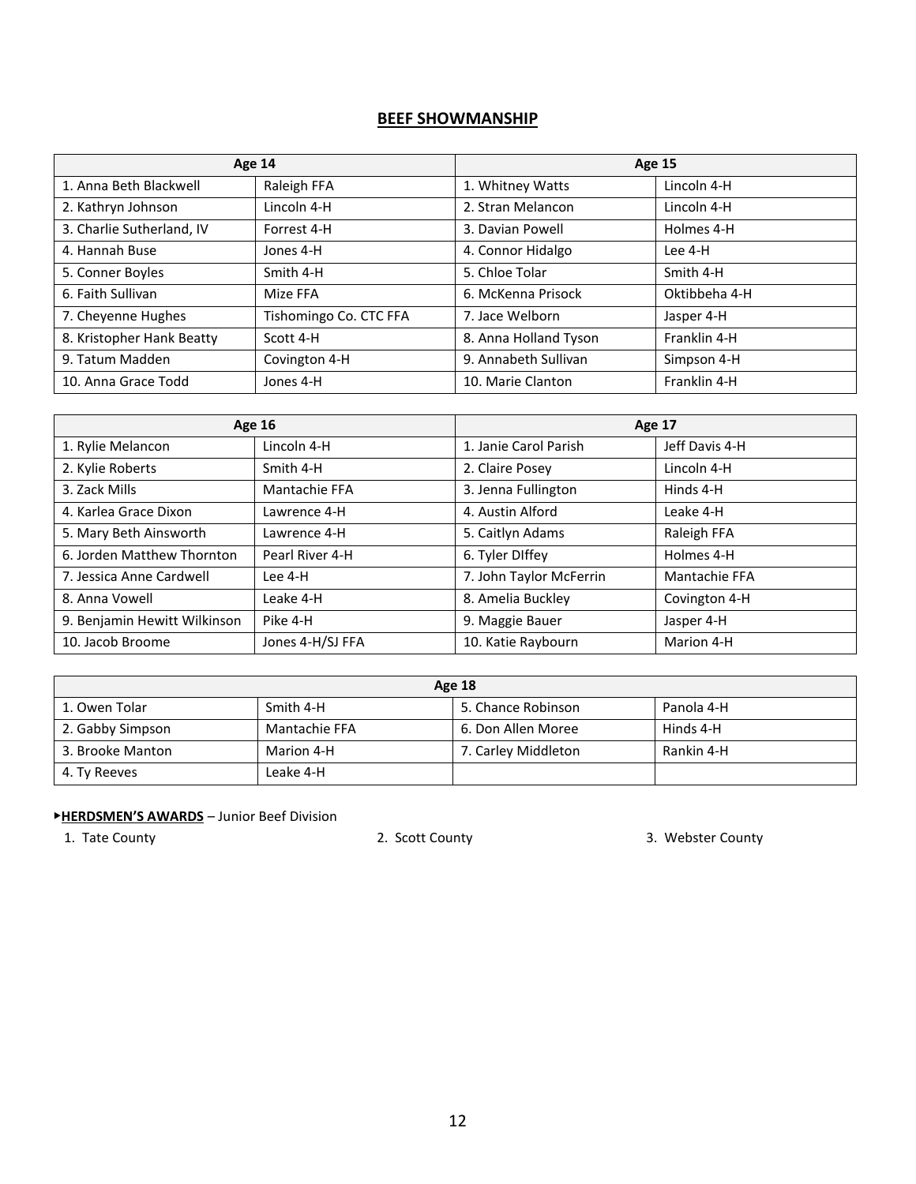## BEEF SHOWMANSHIP

| Age 14 | | Age 15 | |
|---|---|---|---|
| 1. Anna Beth Blackwell | Raleigh FFA | 1. Whitney Watts | Lincoln 4-H |
| 2. Kathryn Johnson | Lincoln 4-H | 2. Stran Melancon | Lincoln 4-H |
| 3. Charlie Sutherland, IV | Forrest 4-H | 3. Davian Powell | Holmes 4-H |
| 4. Hannah Buse | Jones 4-H | 4. Connor Hidalgo | Lee 4-H |
| 5. Conner Boyles | Smith 4-H | 5. Chloe Tolar | Smith 4-H |
| 6. Faith Sullivan | Mize FFA | 6. McKenna Prisock | Oktibbeha 4-H |
| 7. Cheyenne Hughes | Tishomingo Co. CTC FFA | 7. Jace Welborn | Jasper 4-H |
| 8. Kristopher Hank Beatty | Scott 4-H | 8. Anna Holland Tyson | Franklin 4-H |
| 9. Tatum Madden | Covington 4-H | 9. Annabeth Sullivan | Simpson 4-H |
| 10. Anna Grace Todd | Jones 4-H | 10. Marie Clanton | Franklin 4-H |

| Age 16 | | Age 17 | |
|---|---|---|---|
| 1. Rylie Melancon | Lincoln 4-H | 1. Janie Carol Parish | Jeff Davis 4-H |
| 2. Kylie Roberts | Smith 4-H | 2. Claire Posey | Lincoln 4-H |
| 3. Zack Mills | Mantachie FFA | 3. Jenna Fullington | Hinds 4-H |
| 4. Karlea Grace Dixon | Lawrence 4-H | 4. Austin Alford | Leake 4-H |
| 5. Mary Beth Ainsworth | Lawrence 4-H | 5. Caitlyn Adams | Raleigh FFA |
| 6. Jorden Matthew Thornton | Pearl River 4-H | 6. Tyler DIffey | Holmes 4-H |
| 7. Jessica Anne Cardwell | Lee 4-H | 7. John Taylor McFerrin | Mantachie FFA |
| 8. Anna Vowell | Leake 4-H | 8. Amelia Buckley | Covington 4-H |
| 9. Benjamin Hewitt Wilkinson | Pike 4-H | 9. Maggie Bauer | Jasper 4-H |
| 10. Jacob Broome | Jones 4-H/SJ FFA | 10. Katie Raybourn | Marion 4-H |

| Age 18 | | | |
|---|---|---|---|
| 1. Owen Tolar | Smith 4-H | 5. Chance Robinson | Panola 4-H |
| 2. Gabby Simpson | Mantachie FFA | 6. Don Allen Moree | Hinds 4-H |
| 3. Brooke Manton | Marion 4-H | 7. Carley Middleton | Rankin 4-H |
| 4. Ty Reeves | Leake 4-H | | |

▸**HERDSMEN'S AWARDS** – Junior Beef Division

1. Tate County
2. Scott County
3. Webster County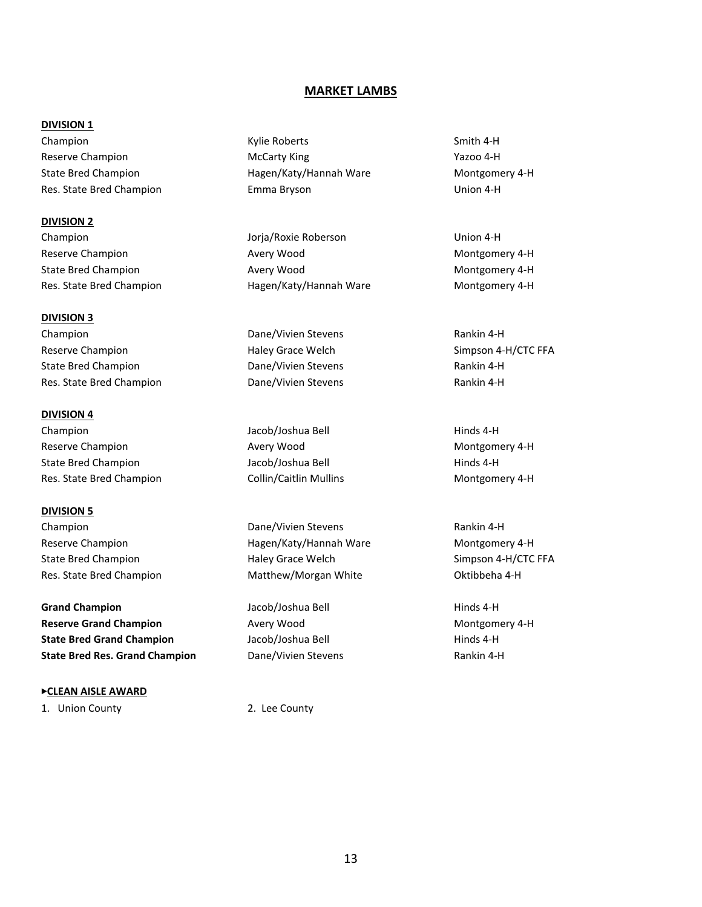## MARKET LAMBS

**DIVISION 1**

| | | |
|---|---|---|
| Champion | Kylie Roberts | Smith 4-H |
| Reserve Champion | McCarty King | Yazoo 4-H |
| State Bred Champion | Hagen/Katy/Hannah Ware | Montgomery 4-H |
| Res. State Bred Champion | Emma Bryson | Union 4-H |

**DIVISION 2**

| | | |
|---|---|---|
| Champion | Jorja/Roxie Roberson | Union 4-H |
| Reserve Champion | Avery Wood | Montgomery 4-H |
| State Bred Champion | Avery Wood | Montgomery 4-H |
| Res. State Bred Champion | Hagen/Katy/Hannah Ware | Montgomery 4-H |

**DIVISION 3**

| | | |
|---|---|---|
| Champion | Dane/Vivien Stevens | Rankin 4-H |
| Reserve Champion | Haley Grace Welch | Simpson 4-H/CTC FFA |
| State Bred Champion | Dane/Vivien Stevens | Rankin 4-H |
| Res. State Bred Champion | Dane/Vivien Stevens | Rankin 4-H |

**DIVISION 4**

| | | |
|---|---|---|
| Champion | Jacob/Joshua Bell | Hinds 4-H |
| Reserve Champion | Avery Wood | Montgomery 4-H |
| State Bred Champion | Jacob/Joshua Bell | Hinds 4-H |
| Res. State Bred Champion | Collin/Caitlin Mullins | Montgomery 4-H |

**DIVISION 5**

| | | |
|---|---|---|
| Champion | Dane/Vivien Stevens | Rankin 4-H |
| Reserve Champion | Hagen/Katy/Hannah Ware | Montgomery 4-H |
| State Bred Champion | Haley Grace Welch | Simpson 4-H/CTC FFA |
| Res. State Bred Champion | Matthew/Morgan White | Oktibbeha 4-H |

| | | |
|---|---|---|
| **Grand Champion** | Jacob/Joshua Bell | Hinds 4-H |
| **Reserve Grand Champion** | Avery Wood | Montgomery 4-H |
| **State Bred Grand Champion** | Jacob/Joshua Bell | Hinds 4-H |
| **State Bred Res. Grand Champion** | Dane/Vivien Stevens | Rankin 4-H |

**►CLEAN AISLE AWARD**

1. Union County
2. Lee County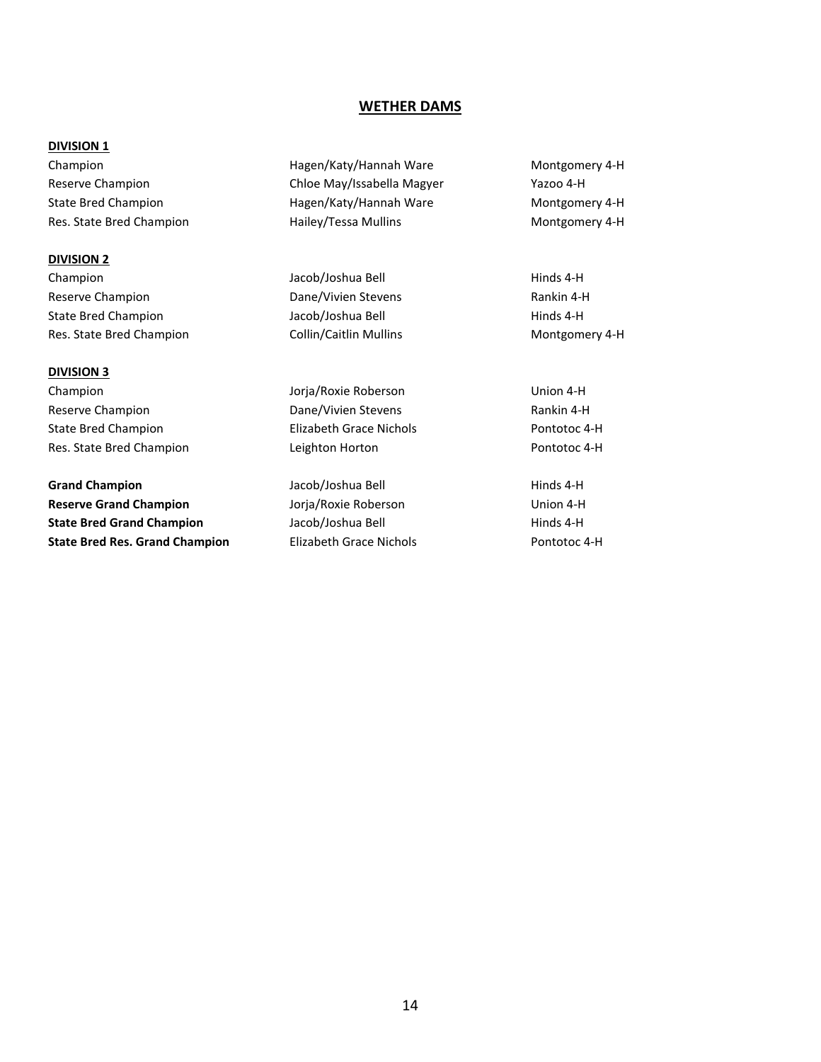## WETHER DAMS

**DIVISION 1**

| | | |
|---|---|---|
| Champion | Hagen/Katy/Hannah Ware | Montgomery 4-H |
| Reserve Champion | Chloe May/Issabella Magyer | Yazoo 4-H |
| State Bred Champion | Hagen/Katy/Hannah Ware | Montgomery 4-H |
| Res. State Bred Champion | Hailey/Tessa Mullins | Montgomery 4-H |

**DIVISION 2**

| | | |
|---|---|---|
| Champion | Jacob/Joshua Bell | Hinds 4-H |
| Reserve Champion | Dane/Vivien Stevens | Rankin 4-H |
| State Bred Champion | Jacob/Joshua Bell | Hinds 4-H |
| Res. State Bred Champion | Collin/Caitlin Mullins | Montgomery 4-H |

**DIVISION 3**

| | | |
|---|---|---|
| Champion | Jorja/Roxie Roberson | Union 4-H |
| Reserve Champion | Dane/Vivien Stevens | Rankin 4-H |
| State Bred Champion | Elizabeth Grace Nichols | Pontotoc 4-H |
| Res. State Bred Champion | Leighton Horton | Pontotoc 4-H |

| | | |
|---|---|---|
| **Grand Champion** | Jacob/Joshua Bell | Hinds 4-H |
| **Reserve Grand Champion** | Jorja/Roxie Roberson | Union 4-H |
| **State Bred Grand Champion** | Jacob/Joshua Bell | Hinds 4-H |
| **State Bred Res. Grand Champion** | Elizabeth Grace Nichols | Pontotoc 4-H |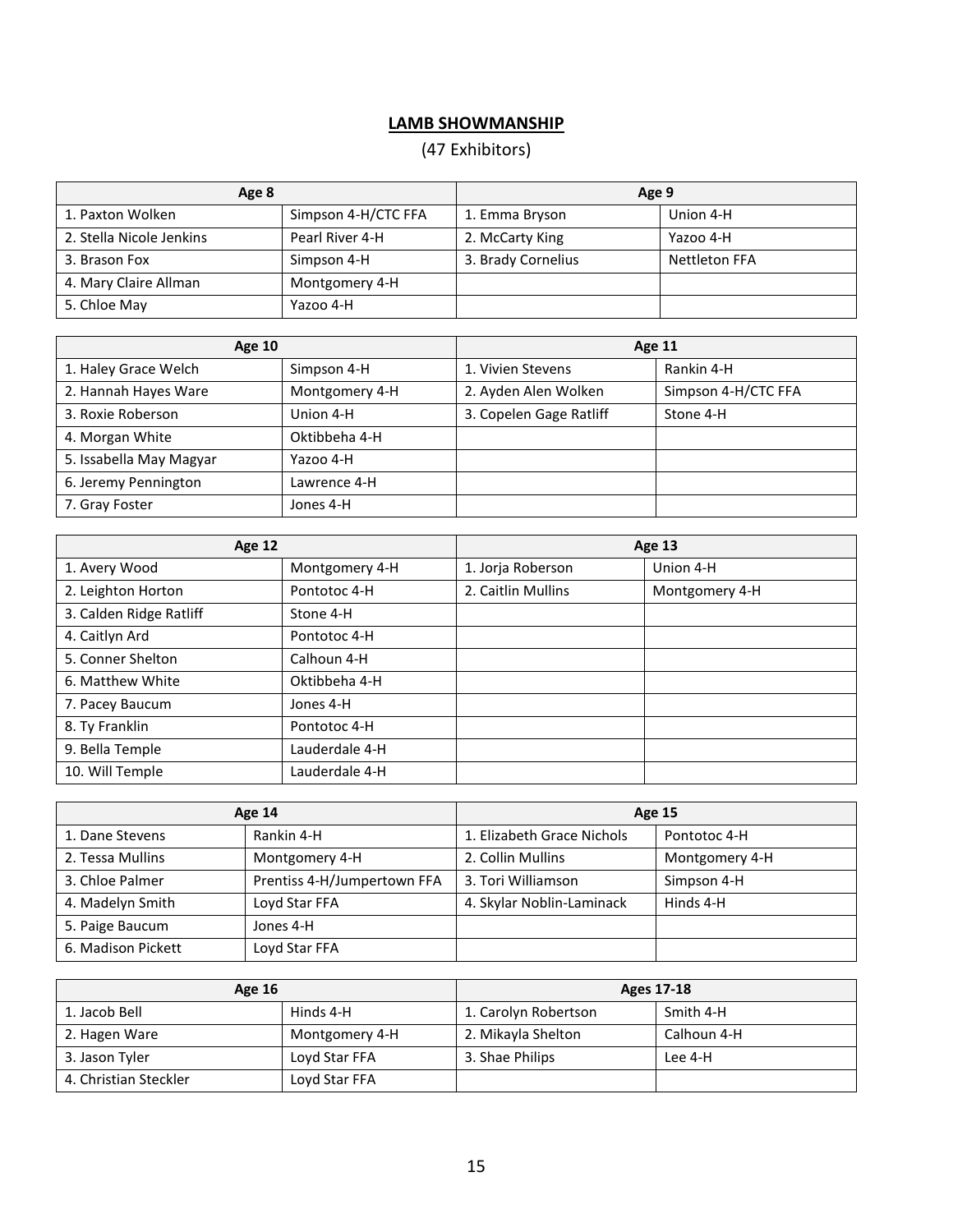## LAMB SHOWMANSHIP

(47 Exhibitors)

| Age 8 | | Age 9 | |
|---|---|---|---|
| 1. Paxton Wolken | Simpson 4-H/CTC FFA | 1. Emma Bryson | Union 4-H |
| 2. Stella Nicole Jenkins | Pearl River 4-H | 2. McCarty King | Yazoo 4-H |
| 3. Brason Fox | Simpson 4-H | 3. Brady Cornelius | Nettleton FFA |
| 4. Mary Claire Allman | Montgomery 4-H | | |
| 5. Chloe May | Yazoo 4-H | | |

| Age 10 | | Age 11 | |
|---|---|---|---|
| 1. Haley Grace Welch | Simpson 4-H | 1. Vivien Stevens | Rankin 4-H |
| 2. Hannah Hayes Ware | Montgomery 4-H | 2. Ayden Alen Wolken | Simpson 4-H/CTC FFA |
| 3. Roxie Roberson | Union 4-H | 3. Copelen Gage Ratliff | Stone 4-H |
| 4. Morgan White | Oktibbeha 4-H | | |
| 5. Issabella May Magyar | Yazoo 4-H | | |
| 6. Jeremy Pennington | Lawrence 4-H | | |
| 7. Gray Foster | Jones 4-H | | |

| Age 12 | | Age 13 | |
|---|---|---|---|
| 1. Avery Wood | Montgomery 4-H | 1. Jorja Roberson | Union 4-H |
| 2. Leighton Horton | Pontotoc 4-H | 2. Caitlin Mullins | Montgomery 4-H |
| 3. Calden Ridge Ratliff | Stone 4-H | | |
| 4. Caitlyn Ard | Pontotoc 4-H | | |
| 5. Conner Shelton | Calhoun 4-H | | |
| 6. Matthew White | Oktibbeha 4-H | | |
| 7. Pacey Baucum | Jones 4-H | | |
| 8. Ty Franklin | Pontotoc 4-H | | |
| 9. Bella Temple | Lauderdale 4-H | | |
| 10. Will Temple | Lauderdale 4-H | | |

| Age 14 | | Age 15 | |
|---|---|---|---|
| 1. Dane Stevens | Rankin 4-H | 1. Elizabeth Grace Nichols | Pontotoc 4-H |
| 2. Tessa Mullins | Montgomery 4-H | 2. Collin Mullins | Montgomery 4-H |
| 3. Chloe Palmer | Prentiss 4-H/Jumpertown FFA | 3. Tori Williamson | Simpson 4-H |
| 4. Madelyn Smith | Loyd Star FFA | 4. Skylar Noblin-Laminack | Hinds 4-H |
| 5. Paige Baucum | Jones 4-H | | |
| 6. Madison Pickett | Loyd Star FFA | | |

| Age 16 | | Ages 17-18 | |
|---|---|---|---|
| 1. Jacob Bell | Hinds 4-H | 1. Carolyn Robertson | Smith 4-H |
| 2. Hagen Ware | Montgomery 4-H | 2. Mikayla Shelton | Calhoun 4-H |
| 3. Jason Tyler | Loyd Star FFA | 3. Shae Philips | Lee 4-H |
| 4. Christian Steckler | Loyd Star FFA | | |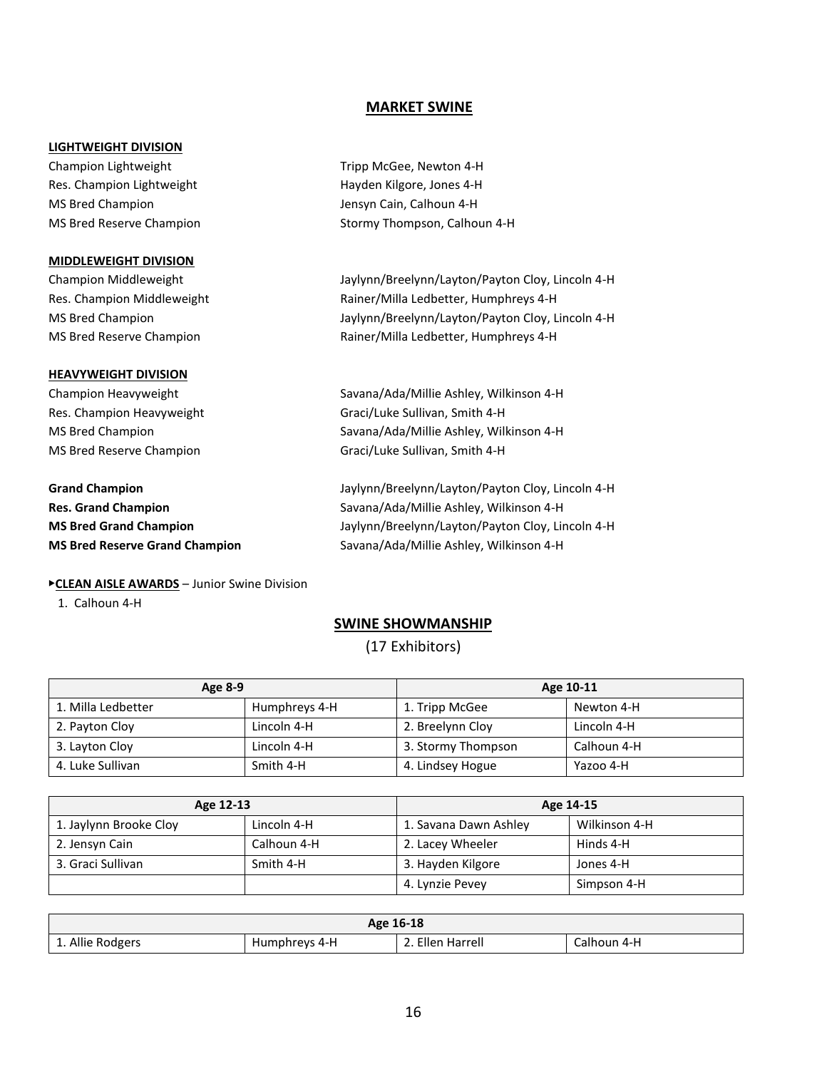## MARKET SWINE

**LIGHTWEIGHT DIVISION**

| | |
|---|---|
| Champion Lightweight | Tripp McGee, Newton 4-H |
| Res. Champion Lightweight | Hayden Kilgore, Jones 4-H |
| MS Bred Champion | Jensyn Cain, Calhoun 4-H |
| MS Bred Reserve Champion | Stormy Thompson, Calhoun 4-H |

**MIDDLEWEIGHT DIVISION**

| | |
|---|---|
| Champion Middleweight | Jaylynn/Breelynn/Layton/Payton Cloy, Lincoln 4-H |
| Res. Champion Middleweight | Rainer/Milla Ledbetter, Humphreys 4-H |
| MS Bred Champion | Jaylynn/Breelynn/Layton/Payton Cloy, Lincoln 4-H |
| MS Bred Reserve Champion | Rainer/Milla Ledbetter, Humphreys 4-H |

**HEAVYWEIGHT DIVISION**

| | |
|---|---|
| Champion Heavyweight | Savana/Ada/Millie Ashley, Wilkinson 4-H |
| Res. Champion Heavyweight | Graci/Luke Sullivan, Smith 4-H |
| MS Bred Champion | Savana/Ada/Millie Ashley, Wilkinson 4-H |
| MS Bred Reserve Champion | Graci/Luke Sullivan, Smith 4-H |

| | |
|---|---|
| **Grand Champion** | Jaylynn/Breelynn/Layton/Payton Cloy, Lincoln 4-H |
| **Res. Grand Champion** | Savana/Ada/Millie Ashley, Wilkinson 4-H |
| **MS Bred Grand Champion** | Jaylynn/Breelynn/Layton/Payton Cloy, Lincoln 4-H |
| **MS Bred Reserve Grand Champion** | Savana/Ada/Millie Ashley, Wilkinson 4-H |

▸**CLEAN AISLE AWARDS** – Junior Swine Division

1. Calhoun 4-H

## SWINE SHOWMANSHIP

(17 Exhibitors)

| Age 8-9 | | Age 10-11 | |
|---|---|---|---|
| 1. Milla Ledbetter | Humphreys 4-H | 1. Tripp McGee | Newton 4-H |
| 2. Payton Cloy | Lincoln 4-H | 2. Breelynn Cloy | Lincoln 4-H |
| 3. Layton Cloy | Lincoln 4-H | 3. Stormy Thompson | Calhoun 4-H |
| 4. Luke Sullivan | Smith 4-H | 4. Lindsey Hogue | Yazoo 4-H |

| Age 12-13 | | Age 14-15 | |
|---|---|---|---|
| 1. Jaylynn Brooke Cloy | Lincoln 4-H | 1. Savana Dawn Ashley | Wilkinson 4-H |
| 2. Jensyn Cain | Calhoun 4-H | 2. Lacey Wheeler | Hinds 4-H |
| 3. Graci Sullivan | Smith 4-H | 3. Hayden Kilgore | Jones 4-H |
| | | 4. Lynzie Pevey | Simpson 4-H |

| Age 16-18 | | | |
|---|---|---|---|
| 1. Allie Rodgers | Humphreys 4-H | 2. Ellen Harrell | Calhoun 4-H |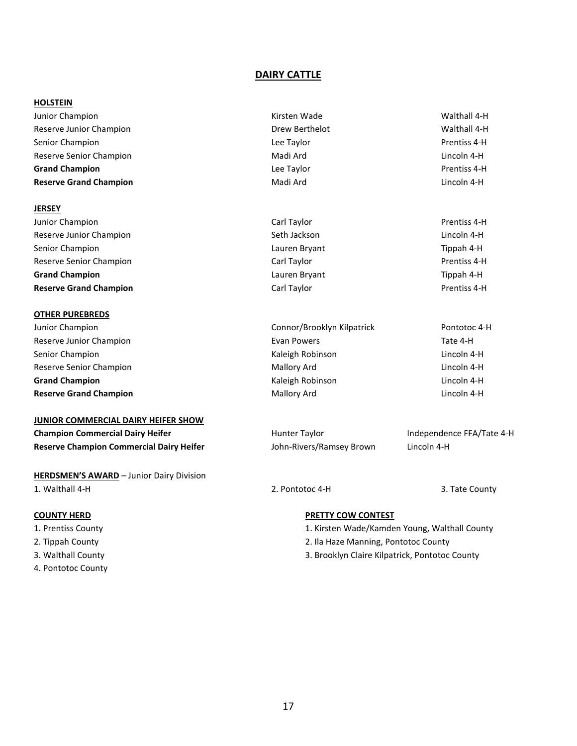# DAIRY CATTLE

## HOLSTEIN

| | | |
|---|---|---|
| Junior Champion | Kirsten Wade | Walthall 4-H |
| Reserve Junior Champion | Drew Berthelot | Walthall 4-H |
| Senior Champion | Lee Taylor | Prentiss 4-H |
| Reserve Senior Champion | Madi Ard | Lincoln 4-H |
| **Grand Champion** | Lee Taylor | Prentiss 4-H |
| **Reserve Grand Champion** | Madi Ard | Lincoln 4-H |

## JERSEY

| | | |
|---|---|---|
| Junior Champion | Carl Taylor | Prentiss 4-H |
| Reserve Junior Champion | Seth Jackson | Lincoln 4-H |
| Senior Champion | Lauren Bryant | Tippah 4-H |
| Reserve Senior Champion | Carl Taylor | Prentiss 4-H |
| **Grand Champion** | Lauren Bryant | Tippah 4-H |
| **Reserve Grand Champion** | Carl Taylor | Prentiss 4-H |

## OTHER PUREBREDS

| | | |
|---|---|---|
| Junior Champion | Connor/Brooklyn Kilpatrick | Pontotoc 4-H |
| Reserve Junior Champion | Evan Powers | Tate 4-H |
| Senior Champion | Kaleigh Robinson | Lincoln 4-H |
| Reserve Senior Champion | Mallory Ard | Lincoln 4-H |
| **Grand Champion** | Kaleigh Robinson | Lincoln 4-H |
| **Reserve Grand Champion** | Mallory Ard | Lincoln 4-H |

## JUNIOR COMMERCIAL DAIRY HEIFER SHOW

| | | |
|---|---|---|
| **Champion Commercial Dairy Heifer** | Hunter Taylor | Independence FFA/Tate 4-H |
| **Reserve Champion Commercial Dairy Heifer** | John-Rivers/Ramsey Brown | Lincoln 4-H |

## HERDSMEN'S AWARD – Junior Dairy Division

1. Walthall 4-H
2. Pontotoc 4-H
3. Tate County

## COUNTY HERD

1. Prentiss County
2. Tippah County
3. Walthall County
4. Pontotoc County

## PRETTY COW CONTEST

1. Kirsten Wade/Kamden Young, Walthall County
2. Ila Haze Manning, Pontotoc County
3. Brooklyn Claire Kilpatrick, Pontotoc County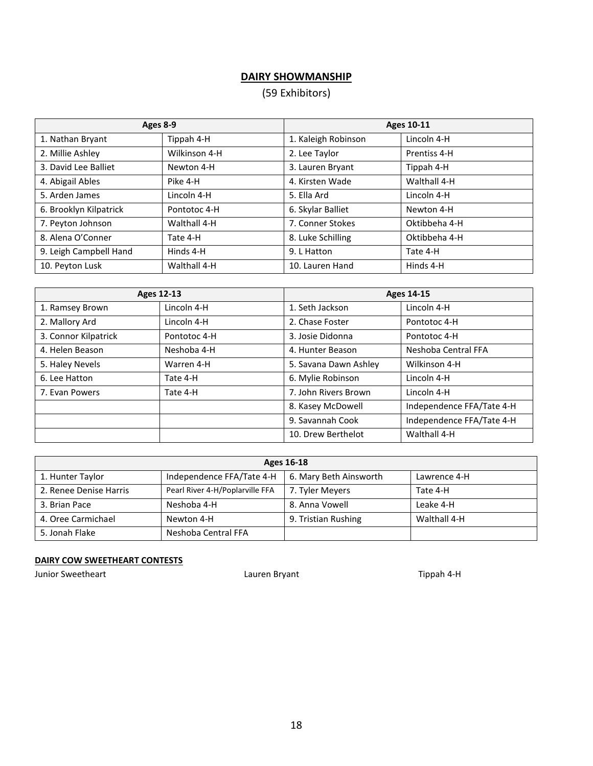## DAIRY SHOWMANSHIP

(59 Exhibitors)

| Ages 8-9 | | Ages 10-11 | |
|---|---|---|---|
| 1. Nathan Bryant | Tippah 4-H | 1. Kaleigh Robinson | Lincoln 4-H |
| 2. Millie Ashley | Wilkinson 4-H | 2. Lee Taylor | Prentiss 4-H |
| 3. David Lee Balliet | Newton 4-H | 3. Lauren Bryant | Tippah 4-H |
| 4. Abigail Ables | Pike 4-H | 4. Kirsten Wade | Walthall 4-H |
| 5. Arden James | Lincoln 4-H | 5. Ella Ard | Lincoln 4-H |
| 6. Brooklyn Kilpatrick | Pontotoc 4-H | 6. Skylar Balliet | Newton 4-H |
| 7. Peyton Johnson | Walthall 4-H | 7. Conner Stokes | Oktibbeha 4-H |
| 8. Alena O'Conner | Tate 4-H | 8. Luke Schilling | Oktibbeha 4-H |
| 9. Leigh Campbell Hand | Hinds 4-H | 9. L Hatton | Tate 4-H |
| 10. Peyton Lusk | Walthall 4-H | 10. Lauren Hand | Hinds 4-H |

| Ages 12-13 | | Ages 14-15 | |
|---|---|---|---|
| 1. Ramsey Brown | Lincoln 4-H | 1. Seth Jackson | Lincoln 4-H |
| 2. Mallory Ard | Lincoln 4-H | 2. Chase Foster | Pontotoc 4-H |
| 3. Connor Kilpatrick | Pontotoc 4-H | 3. Josie Didonna | Pontotoc 4-H |
| 4. Helen Beason | Neshoba 4-H | 4. Hunter Beason | Neshoba Central FFA |
| 5. Haley Nevels | Warren 4-H | 5. Savana Dawn Ashley | Wilkinson 4-H |
| 6. Lee Hatton | Tate 4-H | 6. Mylie Robinson | Lincoln 4-H |
| 7. Evan Powers | Tate 4-H | 7. John Rivers Brown | Lincoln 4-H |
| | | 8. Kasey McDowell | Independence FFA/Tate 4-H |
| | | 9. Savannah Cook | Independence FFA/Tate 4-H |
| | | 10. Drew Berthelot | Walthall 4-H |

| Ages 16-18 | | | |
|---|---|---|---|
| 1. Hunter Taylor | Independence FFA/Tate 4-H | 6. Mary Beth Ainsworth | Lawrence 4-H |
| 2. Renee Denise Harris | Pearl River 4-H/Poplarville FFA | 7. Tyler Meyers | Tate 4-H |
| 3. Brian Pace | Neshoba 4-H | 8. Anna Vowell | Leake 4-H |
| 4. Oree Carmichael | Newton 4-H | 9. Tristian Rushing | Walthall 4-H |
| 5. Jonah Flake | Neshoba Central FFA | | |

**DAIRY COW SWEETHEART CONTESTS**

| | | |
|---|---|---|
| Junior Sweetheart | Lauren Bryant | Tippah 4-H |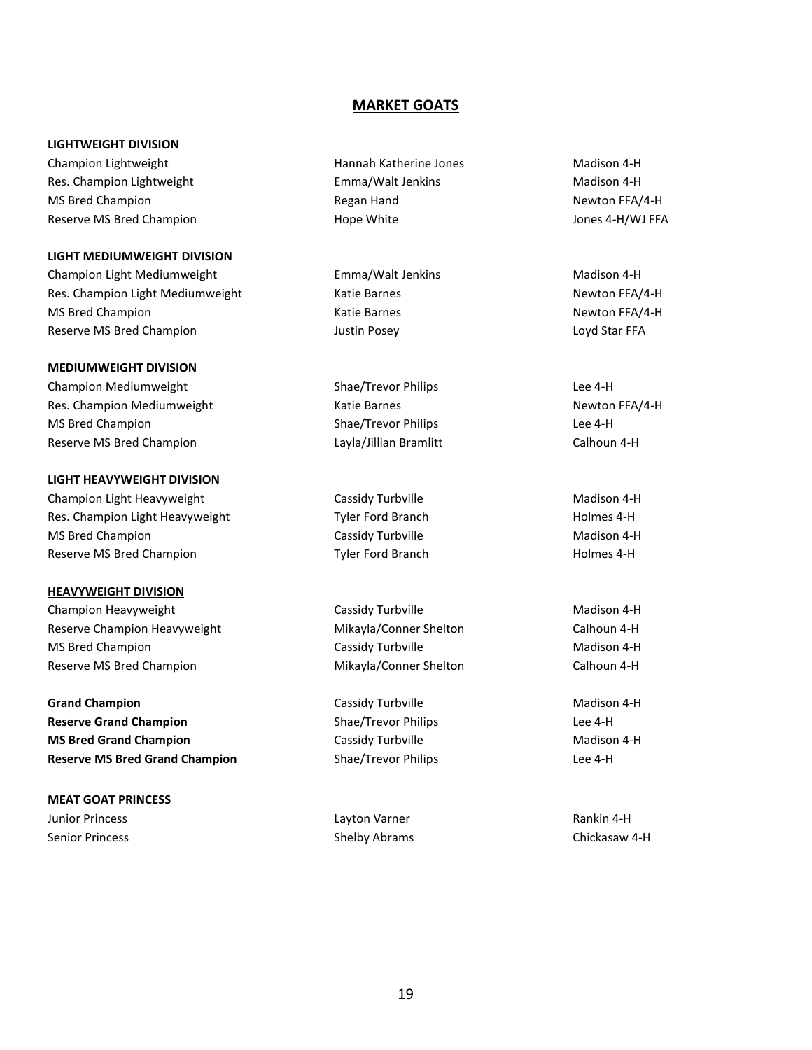# MARKET GOATS

**LIGHTWEIGHT DIVISION**

| | | |
|---|---|---|
| Champion Lightweight | Hannah Katherine Jones | Madison 4-H |
| Res. Champion Lightweight | Emma/Walt Jenkins | Madison 4-H |
| MS Bred Champion | Regan Hand | Newton FFA/4-H |
| Reserve MS Bred Champion | Hope White | Jones 4-H/WJ FFA |

**LIGHT MEDIUMWEIGHT DIVISION**

| | | |
|---|---|---|
| Champion Light Mediumweight | Emma/Walt Jenkins | Madison 4-H |
| Res. Champion Light Mediumweight | Katie Barnes | Newton FFA/4-H |
| MS Bred Champion | Katie Barnes | Newton FFA/4-H |
| Reserve MS Bred Champion | Justin Posey | Loyd Star FFA |

**MEDIUMWEIGHT DIVISION**

| | | |
|---|---|---|
| Champion Mediumweight | Shae/Trevor Philips | Lee 4-H |
| Res. Champion Mediumweight | Katie Barnes | Newton FFA/4-H |
| MS Bred Champion | Shae/Trevor Philips | Lee 4-H |
| Reserve MS Bred Champion | Layla/Jillian Bramlitt | Calhoun 4-H |

**LIGHT HEAVYWEIGHT DIVISION**

| | | |
|---|---|---|
| Champion Light Heavyweight | Cassidy Turbville | Madison 4-H |
| Res. Champion Light Heavyweight | Tyler Ford Branch | Holmes 4-H |
| MS Bred Champion | Cassidy Turbville | Madison 4-H |
| Reserve MS Bred Champion | Tyler Ford Branch | Holmes 4-H |

**HEAVYWEIGHT DIVISION**

| | | |
|---|---|---|
| Champion Heavyweight | Cassidy Turbville | Madison 4-H |
| Reserve Champion Heavyweight | Mikayla/Conner Shelton | Calhoun 4-H |
| MS Bred Champion | Cassidy Turbville | Madison 4-H |
| Reserve MS Bred Champion | Mikayla/Conner Shelton | Calhoun 4-H |

| | | |
|---|---|---|
| **Grand Champion** | Cassidy Turbville | Madison 4-H |
| **Reserve Grand Champion** | Shae/Trevor Philips | Lee 4-H |
| **MS Bred Grand Champion** | Cassidy Turbville | Madison 4-H |
| **Reserve MS Bred Grand Champion** | Shae/Trevor Philips | Lee 4-H |

**MEAT GOAT PRINCESS**

| | | |
|---|---|---|
| Junior Princess | Layton Varner | Rankin 4-H |
| Senior Princess | Shelby Abrams | Chickasaw 4-H |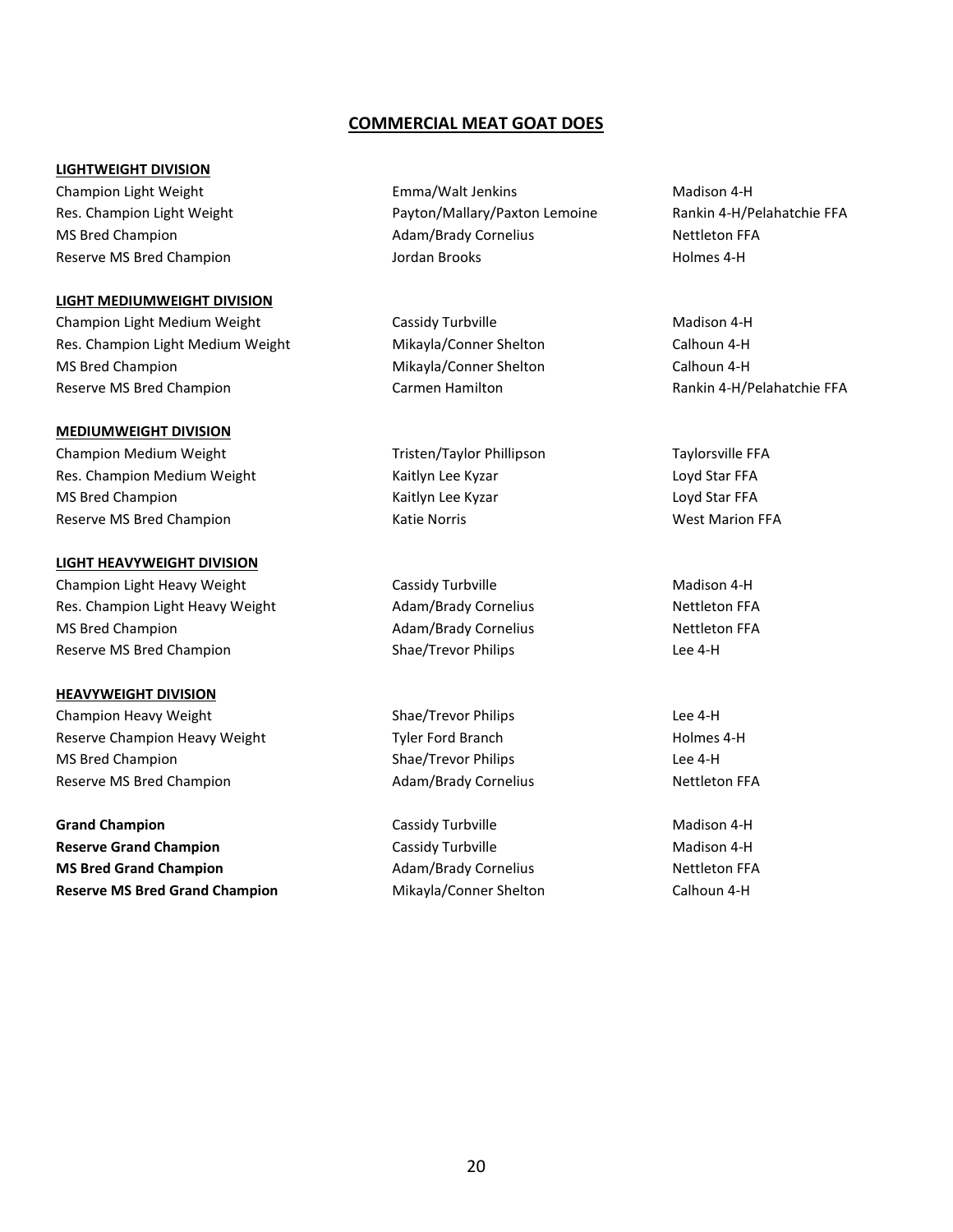## COMMERCIAL MEAT GOAT DOES

**LIGHTWEIGHT DIVISION**

| | | |
|---|---|---|
| Champion Light Weight | Emma/Walt Jenkins | Madison 4-H |
| Res. Champion Light Weight | Payton/Mallary/Paxton Lemoine | Rankin 4-H/Pelahatchie FFA |
| MS Bred Champion | Adam/Brady Cornelius | Nettleton FFA |
| Reserve MS Bred Champion | Jordan Brooks | Holmes 4-H |

**LIGHT MEDIUMWEIGHT DIVISION**

| | | |
|---|---|---|
| Champion Light Medium Weight | Cassidy Turbville | Madison 4-H |
| Res. Champion Light Medium Weight | Mikayla/Conner Shelton | Calhoun 4-H |
| MS Bred Champion | Mikayla/Conner Shelton | Calhoun 4-H |
| Reserve MS Bred Champion | Carmen Hamilton | Rankin 4-H/Pelahatchie FFA |

**MEDIUMWEIGHT DIVISION**

| | | |
|---|---|---|
| Champion Medium Weight | Tristen/Taylor Phillipson | Taylorsville FFA |
| Res. Champion Medium Weight | Kaitlyn Lee Kyzar | Loyd Star FFA |
| MS Bred Champion | Kaitlyn Lee Kyzar | Loyd Star FFA |
| Reserve MS Bred Champion | Katie Norris | West Marion FFA |

**LIGHT HEAVYWEIGHT DIVISION**

| | | |
|---|---|---|
| Champion Light Heavy Weight | Cassidy Turbville | Madison 4-H |
| Res. Champion Light Heavy Weight | Adam/Brady Cornelius | Nettleton FFA |
| MS Bred Champion | Adam/Brady Cornelius | Nettleton FFA |
| Reserve MS Bred Champion | Shae/Trevor Philips | Lee 4-H |

**HEAVYWEIGHT DIVISION**

| | | |
|---|---|---|
| Champion Heavy Weight | Shae/Trevor Philips | Lee 4-H |
| Reserve Champion Heavy Weight | Tyler Ford Branch | Holmes 4-H |
| MS Bred Champion | Shae/Trevor Philips | Lee 4-H |
| Reserve MS Bred Champion | Adam/Brady Cornelius | Nettleton FFA |

| | | |
|---|---|---|
| **Grand Champion** | Cassidy Turbville | Madison 4-H |
| **Reserve Grand Champion** | Cassidy Turbville | Madison 4-H |
| **MS Bred Grand Champion** | Adam/Brady Cornelius | Nettleton FFA |
| **Reserve MS Bred Grand Champion** | Mikayla/Conner Shelton | Calhoun 4-H |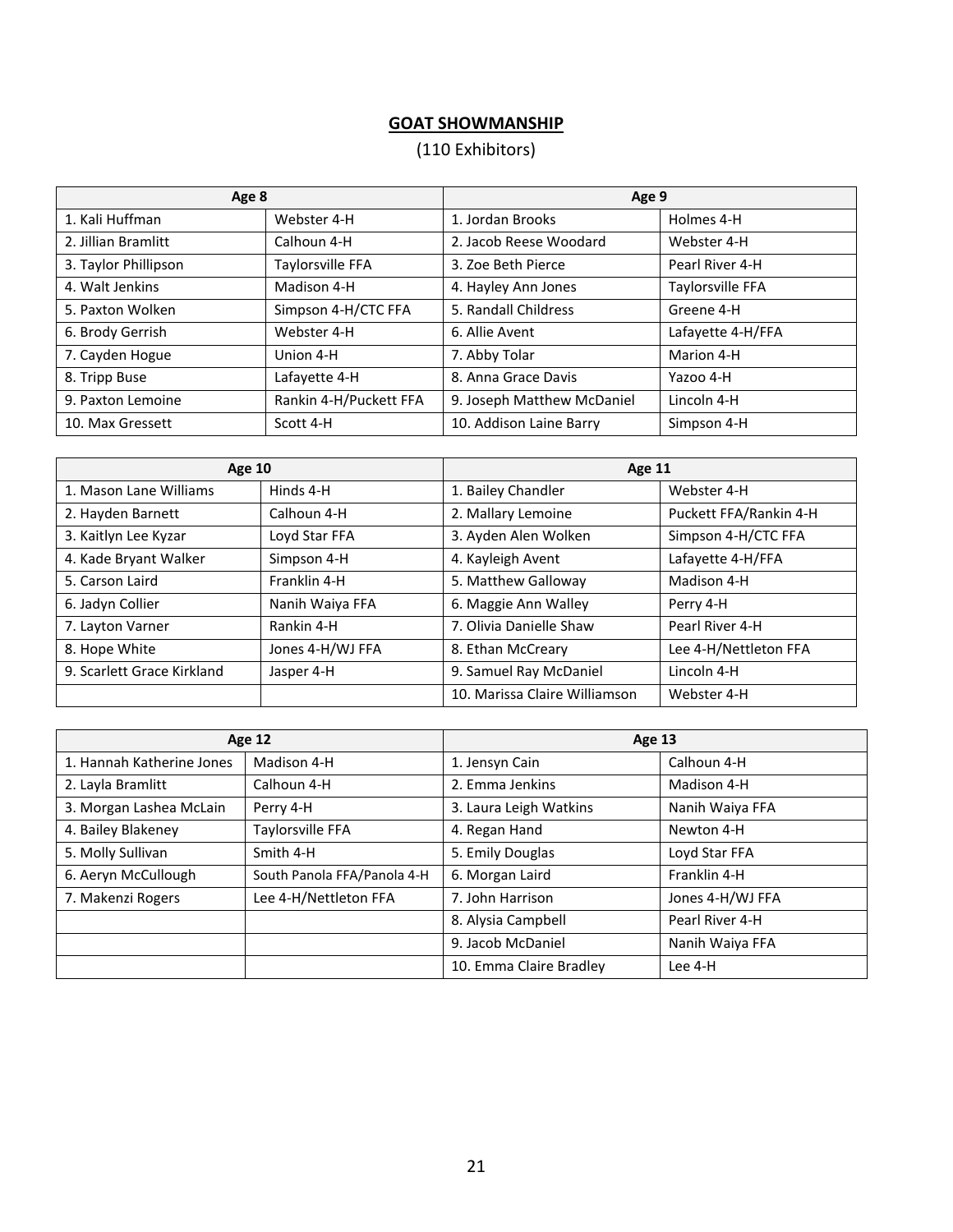## GOAT SHOWMANSHIP

(110 Exhibitors)

| Age 8 | | Age 9 | |
|---|---|---|---|
| 1. Kali Huffman | Webster 4-H | 1. Jordan Brooks | Holmes 4-H |
| 2. Jillian Bramlitt | Calhoun 4-H | 2. Jacob Reese Woodard | Webster 4-H |
| 3. Taylor Phillipson | Taylorsville FFA | 3. Zoe Beth Pierce | Pearl River 4-H |
| 4. Walt Jenkins | Madison 4-H | 4. Hayley Ann Jones | Taylorsville FFA |
| 5. Paxton Wolken | Simpson 4-H/CTC FFA | 5. Randall Childress | Greene 4-H |
| 6. Brody Gerrish | Webster 4-H | 6. Allie Avent | Lafayette 4-H/FFA |
| 7. Cayden Hogue | Union 4-H | 7. Abby Tolar | Marion 4-H |
| 8. Tripp Buse | Lafayette 4-H | 8. Anna Grace Davis | Yazoo 4-H |
| 9. Paxton Lemoine | Rankin 4-H/Puckett FFA | 9. Joseph Matthew McDaniel | Lincoln 4-H |
| 10. Max Gressett | Scott 4-H | 10. Addison Laine Barry | Simpson 4-H |

| Age 10 | | Age 11 | |
|---|---|---|---|
| 1. Mason Lane Williams | Hinds 4-H | 1. Bailey Chandler | Webster 4-H |
| 2. Hayden Barnett | Calhoun 4-H | 2. Mallary Lemoine | Puckett FFA/Rankin 4-H |
| 3. Kaitlyn Lee Kyzar | Loyd Star FFA | 3. Ayden Alen Wolken | Simpson 4-H/CTC FFA |
| 4. Kade Bryant Walker | Simpson 4-H | 4. Kayleigh Avent | Lafayette 4-H/FFA |
| 5. Carson Laird | Franklin 4-H | 5. Matthew Galloway | Madison 4-H |
| 6. Jadyn Collier | Nanih Waiya FFA | 6. Maggie Ann Walley | Perry 4-H |
| 7. Layton Varner | Rankin 4-H | 7. Olivia Danielle Shaw | Pearl River 4-H |
| 8. Hope White | Jones 4-H/WJ FFA | 8. Ethan McCreary | Lee 4-H/Nettleton FFA |
| 9. Scarlett Grace Kirkland | Jasper 4-H | 9. Samuel Ray McDaniel | Lincoln 4-H |
| | | 10. Marissa Claire Williamson | Webster 4-H |

| Age 12 | | Age 13 | |
|---|---|---|---|
| 1. Hannah Katherine Jones | Madison 4-H | 1. Jensyn Cain | Calhoun 4-H |
| 2. Layla Bramlitt | Calhoun 4-H | 2. Emma Jenkins | Madison 4-H |
| 3. Morgan Lashea McLain | Perry 4-H | 3. Laura Leigh Watkins | Nanih Waiya FFA |
| 4. Bailey Blakeney | Taylorsville FFA | 4. Regan Hand | Newton 4-H |
| 5. Molly Sullivan | Smith 4-H | 5. Emily Douglas | Loyd Star FFA |
| 6. Aeryn McCullough | South Panola FFA/Panola 4-H | 6. Morgan Laird | Franklin 4-H |
| 7. Makenzi Rogers | Lee 4-H/Nettleton FFA | 7. John Harrison | Jones 4-H/WJ FFA |
| | | 8. Alysia Campbell | Pearl River 4-H |
| | | 9. Jacob McDaniel | Nanih Waiya FFA |
| | | 10. Emma Claire Bradley | Lee 4-H |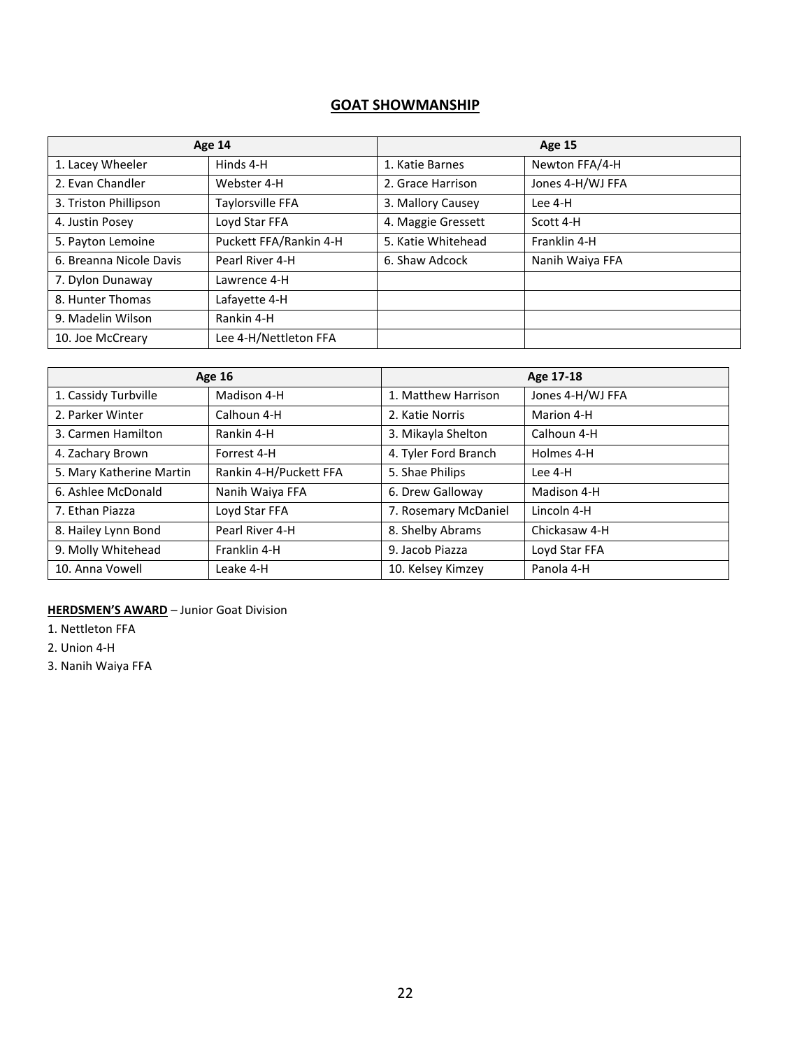## GOAT SHOWMANSHIP

| Age 14 | | Age 15 | |
|---|---|---|---|
| 1. Lacey Wheeler | Hinds 4-H | 1. Katie Barnes | Newton FFA/4-H |
| 2. Evan Chandler | Webster 4-H | 2. Grace Harrison | Jones 4-H/WJ FFA |
| 3. Triston Phillipson | Taylorsville FFA | 3. Mallory Causey | Lee 4-H |
| 4. Justin Posey | Loyd Star FFA | 4. Maggie Gressett | Scott 4-H |
| 5. Payton Lemoine | Puckett FFA/Rankin 4-H | 5. Katie Whitehead | Franklin 4-H |
| 6. Breanna Nicole Davis | Pearl River 4-H | 6. Shaw Adcock | Nanih Waiya FFA |
| 7. Dylon Dunaway | Lawrence 4-H | | |
| 8. Hunter Thomas | Lafayette 4-H | | |
| 9. Madelin Wilson | Rankin 4-H | | |
| 10. Joe McCreary | Lee 4-H/Nettleton FFA | | |

| Age 16 | | Age 17-18 | |
|---|---|---|---|
| 1. Cassidy Turbville | Madison 4-H | 1. Matthew Harrison | Jones 4-H/WJ FFA |
| 2. Parker Winter | Calhoun 4-H | 2. Katie Norris | Marion 4-H |
| 3. Carmen Hamilton | Rankin 4-H | 3. Mikayla Shelton | Calhoun 4-H |
| 4. Zachary Brown | Forrest 4-H | 4. Tyler Ford Branch | Holmes 4-H |
| 5. Mary Katherine Martin | Rankin 4-H/Puckett FFA | 5. Shae Philips | Lee 4-H |
| 6. Ashlee McDonald | Nanih Waiya FFA | 6. Drew Galloway | Madison 4-H |
| 7. Ethan Piazza | Loyd Star FFA | 7. Rosemary McDaniel | Lincoln 4-H |
| 8. Hailey Lynn Bond | Pearl River 4-H | 8. Shelby Abrams | Chickasaw 4-H |
| 9. Molly Whitehead | Franklin 4-H | 9. Jacob Piazza | Loyd Star FFA |
| 10. Anna Vowell | Leake 4-H | 10. Kelsey Kimzey | Panola 4-H |

**HERDSMEN'S AWARD** – Junior Goat Division

1. Nettleton FFA
2. Union 4-H
3. Nanih Waiya FFA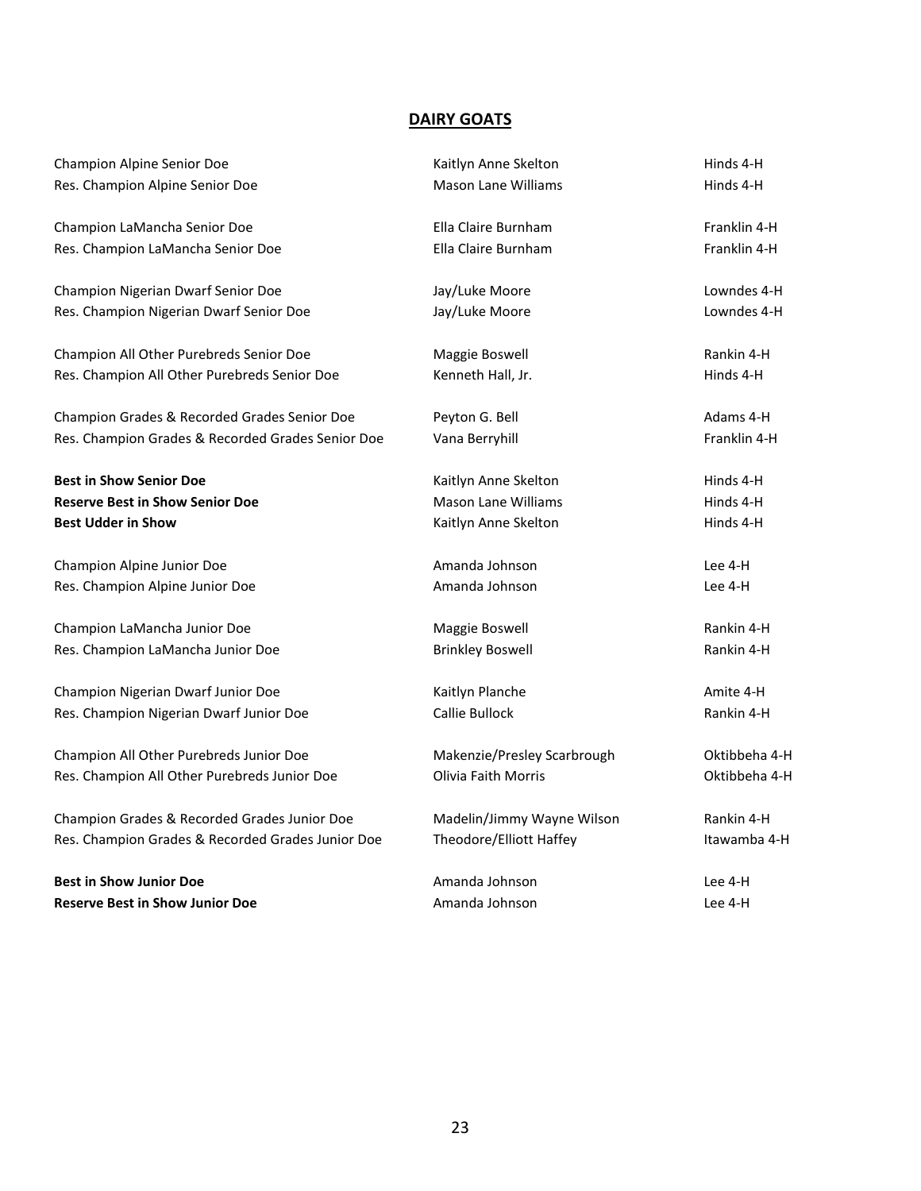## DAIRY GOATS

| Award | Exhibitor | County |
|---|---|---|
| Champion Alpine Senior Doe | Kaitlyn Anne Skelton | Hinds 4-H |
| Res. Champion Alpine Senior Doe | Mason Lane Williams | Hinds 4-H |
| Champion LaMancha Senior Doe | Ella Claire Burnham | Franklin 4-H |
| Res. Champion LaMancha Senior Doe | Ella Claire Burnham | Franklin 4-H |
| Champion Nigerian Dwarf Senior Doe | Jay/Luke Moore | Lowndes 4-H |
| Res. Champion Nigerian Dwarf Senior Doe | Jay/Luke Moore | Lowndes 4-H |
| Champion All Other Purebreds Senior Doe | Maggie Boswell | Rankin 4-H |
| Res. Champion All Other Purebreds Senior Doe | Kenneth Hall, Jr. | Hinds 4-H |
| Champion Grades & Recorded Grades Senior Doe | Peyton G. Bell | Adams 4-H |
| Res. Champion Grades & Recorded Grades Senior Doe | Vana Berryhill | Franklin 4-H |
| **Best in Show Senior Doe** | Kaitlyn Anne Skelton | Hinds 4-H |
| **Reserve Best in Show Senior Doe** | Mason Lane Williams | Hinds 4-H |
| **Best Udder in Show** | Kaitlyn Anne Skelton | Hinds 4-H |
| Champion Alpine Junior Doe | Amanda Johnson | Lee 4-H |
| Res. Champion Alpine Junior Doe | Amanda Johnson | Lee 4-H |
| Champion LaMancha Junior Doe | Maggie Boswell | Rankin 4-H |
| Res. Champion LaMancha Junior Doe | Brinkley Boswell | Rankin 4-H |
| Champion Nigerian Dwarf Junior Doe | Kaitlyn Planche | Amite 4-H |
| Res. Champion Nigerian Dwarf Junior Doe | Callie Bullock | Rankin 4-H |
| Champion All Other Purebreds Junior Doe | Makenzie/Presley Scarbrough | Oktibbeha 4-H |
| Res. Champion All Other Purebreds Junior Doe | Olivia Faith Morris | Oktibbeha 4-H |
| Champion Grades & Recorded Grades Junior Doe | Madelin/Jimmy Wayne Wilson | Rankin 4-H |
| Res. Champion Grades & Recorded Grades Junior Doe | Theodore/Elliott Haffey | Itawamba 4-H |
| **Best in Show Junior Doe** | Amanda Johnson | Lee 4-H |
| **Reserve Best in Show Junior Doe** | Amanda Johnson | Lee 4-H |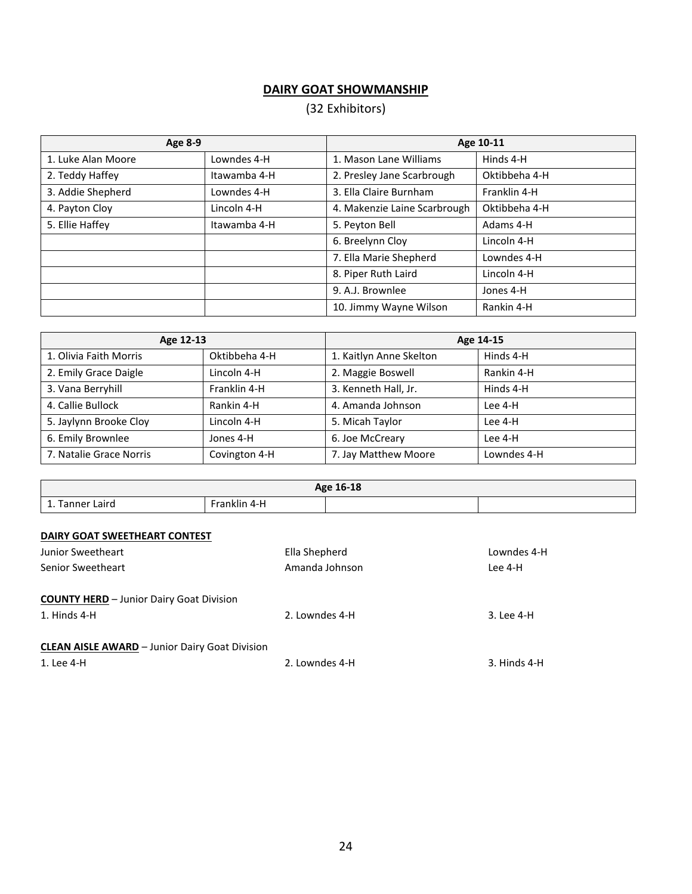## DAIRY GOAT SHOWMANSHIP

(32 Exhibitors)

| Age 8-9 | | Age 10-11 | |
|---|---|---|---|
| 1. Luke Alan Moore | Lowndes 4-H | 1. Mason Lane Williams | Hinds 4-H |
| 2. Teddy Haffey | Itawamba 4-H | 2. Presley Jane Scarbrough | Oktibbeha 4-H |
| 3. Addie Shepherd | Lowndes 4-H | 3. Ella Claire Burnham | Franklin 4-H |
| 4. Payton Cloy | Lincoln 4-H | 4. Makenzie Laine Scarbrough | Oktibbeha 4-H |
| 5. Ellie Haffey | Itawamba 4-H | 5. Peyton Bell | Adams 4-H |
| | | 6. Breelynn Cloy | Lincoln 4-H |
| | | 7. Ella Marie Shepherd | Lowndes 4-H |
| | | 8. Piper Ruth Laird | Lincoln 4-H |
| | | 9. A.J. Brownlee | Jones 4-H |
| | | 10. Jimmy Wayne Wilson | Rankin 4-H |

| Age 12-13 | | Age 14-15 | |
|---|---|---|---|
| 1. Olivia Faith Morris | Oktibbeha 4-H | 1. Kaitlyn Anne Skelton | Hinds 4-H |
| 2. Emily Grace Daigle | Lincoln 4-H | 2. Maggie Boswell | Rankin 4-H |
| 3. Vana Berryhill | Franklin 4-H | 3. Kenneth Hall, Jr. | Hinds 4-H |
| 4. Callie Bullock | Rankin 4-H | 4. Amanda Johnson | Lee 4-H |
| 5. Jaylynn Brooke Cloy | Lincoln 4-H | 5. Micah Taylor | Lee 4-H |
| 6. Emily Brownlee | Jones 4-H | 6. Joe McCreary | Lee 4-H |
| 7. Natalie Grace Norris | Covington 4-H | 7. Jay Matthew Moore | Lowndes 4-H |

| Age 16-18 | | | |
|---|---|---|---|
| 1. Tanner Laird | Franklin 4-H | | |

**DAIRY GOAT SWEETHEART CONTEST**

| | | |
|---|---|---|
| Junior Sweetheart | Ella Shepherd | Lowndes 4-H |
| Senior Sweetheart | Amanda Johnson | Lee 4-H |

**COUNTY HERD** – Junior Dairy Goat Division

1. Hinds 4-H
2. Lowndes 4-H
3. Lee 4-H

**CLEAN AISLE AWARD** – Junior Dairy Goat Division

1. Lee 4-H
2. Lowndes 4-H
3. Hinds 4-H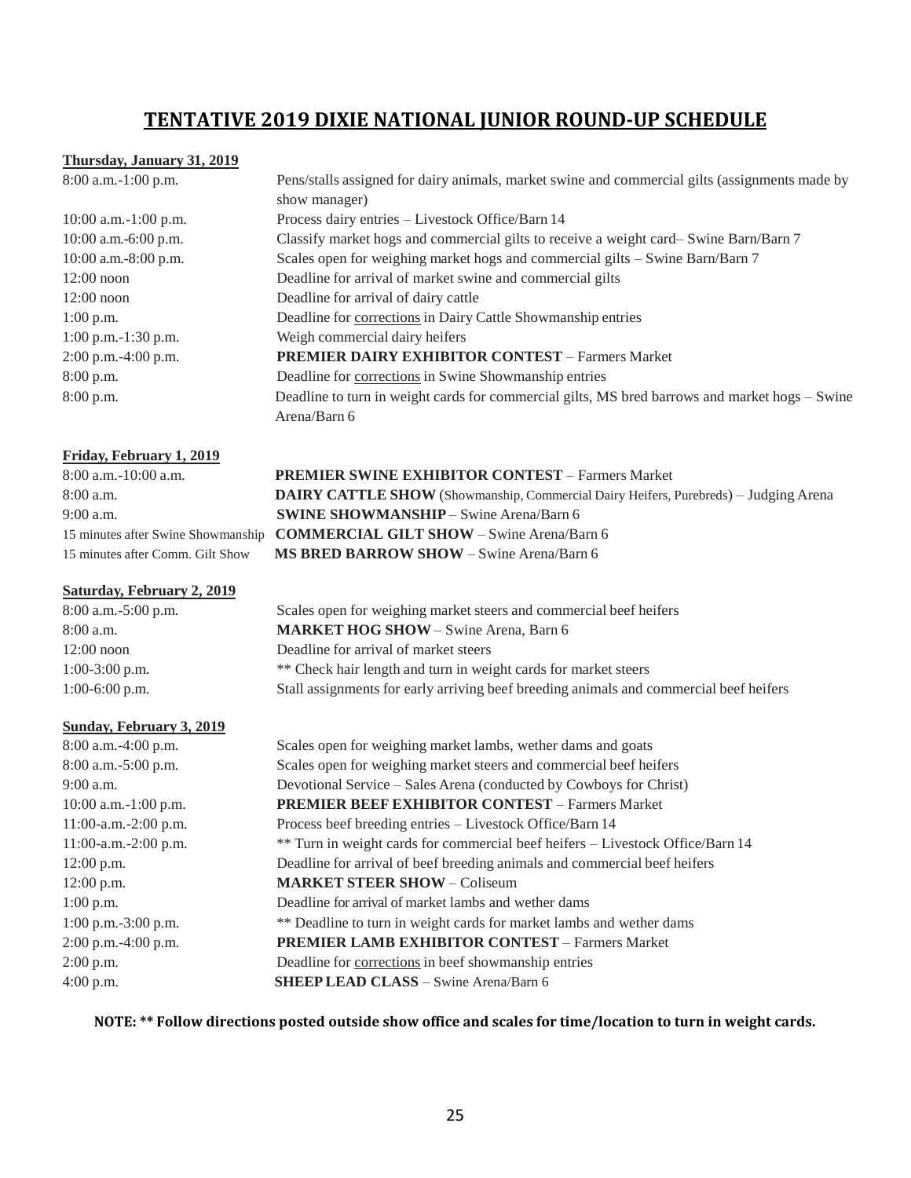# TENTATIVE 2019 DIXIE NATIONAL JUNIOR ROUND-UP SCHEDULE

**Thursday, January 31, 2019**

| | |
|---|---|
| 8:00 a.m.-1:00 p.m. | Pens/stalls assigned for dairy animals, market swine and commercial gilts (assignments made by show manager) |
| 10:00 a.m.-1:00 p.m. | Process dairy entries – Livestock Office/Barn 14 |
| 10:00 a.m.-6:00 p.m. | Classify market hogs and commercial gilts to receive a weight card– Swine Barn/Barn 7 |
| 10:00 a.m.-8:00 p.m. | Scales open for weighing market hogs and commercial gilts – Swine Barn/Barn 7 |
| 12:00 noon | Deadline for arrival of market swine and commercial gilts |
| 12:00 noon | Deadline for arrival of dairy cattle |
| 1:00 p.m. | Deadline for corrections in Dairy Cattle Showmanship entries |
| 1:00 p.m.-1:30 p.m. | Weigh commercial dairy heifers |
| 2:00 p.m.-4:00 p.m. | **PREMIER DAIRY EXHIBITOR CONTEST** – Farmers Market |
| 8:00 p.m. | Deadline for corrections in Swine Showmanship entries |
| 8:00 p.m. | Deadline to turn in weight cards for commercial gilts, MS bred barrows and market hogs – Swine Arena/Barn 6 |

**Friday, February 1, 2019**

| | |
|---|---|
| 8:00 a.m.-10:00 a.m. | **PREMIER SWINE EXHIBITOR CONTEST** – Farmers Market |
| 8:00 a.m. | **DAIRY CATTLE SHOW** (Showmanship, Commercial Dairy Heifers, Purebreds) – Judging Arena |
| 9:00 a.m. | **SWINE SHOWMANSHIP** – Swine Arena/Barn 6 |
| 15 minutes after Swine Showmanship | **COMMERCIAL GILT SHOW** – Swine Arena/Barn 6 |
| 15 minutes after Comm. Gilt Show | **MS BRED BARROW SHOW** – Swine Arena/Barn 6 |

**Saturday, February 2, 2019**

| | |
|---|---|
| 8:00 a.m.-5:00 p.m. | Scales open for weighing market steers and commercial beef heifers |
| 8:00 a.m. | **MARKET HOG SHOW** – Swine Arena, Barn 6 |
| 12:00 noon | Deadline for arrival of market steers |
| 1:00-3:00 p.m. | ** Check hair length and turn in weight cards for market steers |
| 1:00-6:00 p.m. | Stall assignments for early arriving beef breeding animals and commercial beef heifers |

**Sunday, February 3, 2019**

| | |
|---|---|
| 8:00 a.m.-4:00 p.m. | Scales open for weighing market lambs, wether dams and goats |
| 8:00 a.m.-5:00 p.m. | Scales open for weighing market steers and commercial beef heifers |
| 9:00 a.m. | Devotional Service – Sales Arena (conducted by Cowboys for Christ) |
| 10:00 a.m.-1:00 p.m. | **PREMIER BEEF EXHIBITOR CONTEST** – Farmers Market |
| 11:00-a.m.-2:00 p.m. | Process beef breeding entries – Livestock Office/Barn 14 |
| 11:00-a.m.-2:00 p.m. | ** Turn in weight cards for commercial beef heifers – Livestock Office/Barn 14 |
| 12:00 p.m. | Deadline for arrival of beef breeding animals and commercial beef heifers |
| 12:00 p.m. | **MARKET STEER SHOW** – Coliseum |
| 1:00 p.m. | Deadline for arrival of market lambs and wether dams |
| 1:00 p.m.-3:00 p.m. | ** Deadline to turn in weight cards for market lambs and wether dams |
| 2:00 p.m.-4:00 p.m. | **PREMIER LAMB EXHIBITOR CONTEST** – Farmers Market |
| 2:00 p.m. | Deadline for corrections in beef showmanship entries |
| 4:00 p.m. | **SHEEP LEAD CLASS** – Swine Arena/Barn 6 |

**NOTE: ** Follow directions posted outside show office and scales for time/location to turn in weight cards.**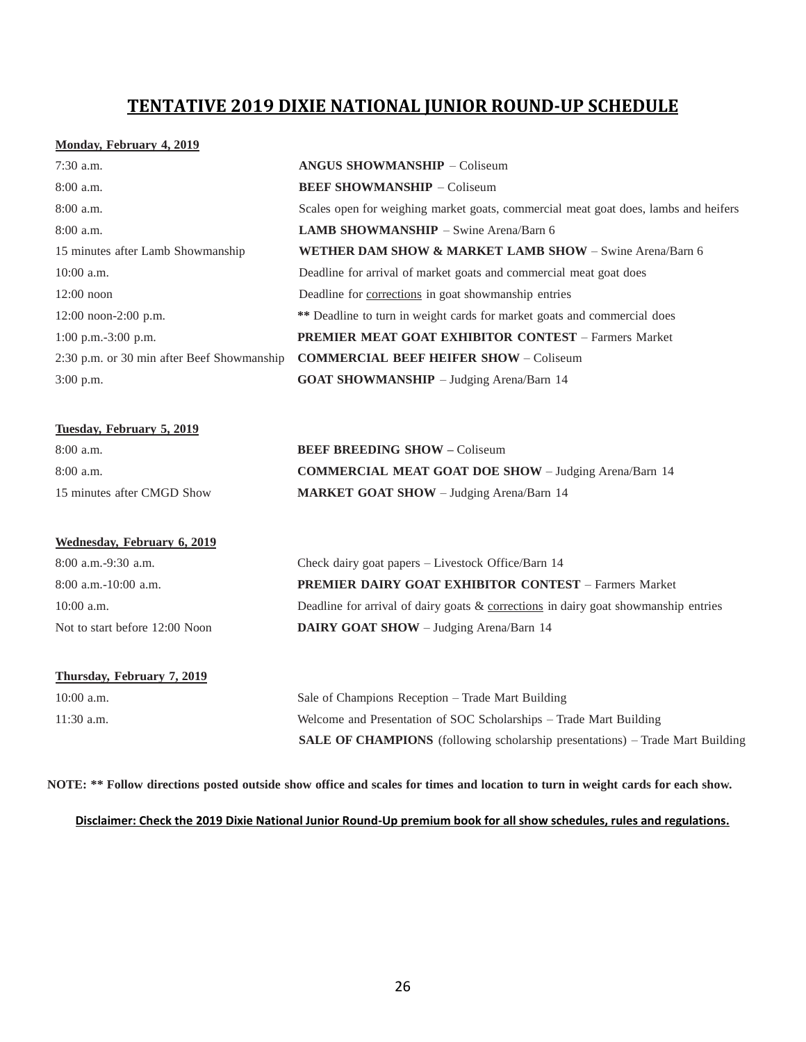# TENTATIVE 2019 DIXIE NATIONAL JUNIOR ROUND-UP SCHEDULE

**Monday, February 4, 2019**

| | |
|---|---|
| 7:30 a.m. | **ANGUS SHOWMANSHIP** – Coliseum |
| 8:00 a.m. | **BEEF SHOWMANSHIP** – Coliseum |
| 8:00 a.m. | Scales open for weighing market goats, commercial meat goat does, lambs and heifers |
| 8:00 a.m. | **LAMB SHOWMANSHIP** – Swine Arena/Barn 6 |
| 15 minutes after Lamb Showmanship | **WETHER DAM SHOW & MARKET LAMB SHOW** – Swine Arena/Barn 6 |
| 10:00 a.m. | Deadline for arrival of market goats and commercial meat goat does |
| 12:00 noon | Deadline for corrections in goat showmanship entries |
| 12:00 noon-2:00 p.m. | ** Deadline to turn in weight cards for market goats and commercial does |
| 1:00 p.m.-3:00 p.m. | **PREMIER MEAT GOAT EXHIBITOR CONTEST** – Farmers Market |
| 2:30 p.m. or 30 min after Beef Showmanship | **COMMERCIAL BEEF HEIFER SHOW** – Coliseum |
| 3:00 p.m. | **GOAT SHOWMANSHIP** – Judging Arena/Barn 14 |

**Tuesday, February 5, 2019**

| | |
|---|---|
| 8:00 a.m. | **BEEF BREEDING SHOW –** Coliseum |
| 8:00 a.m. | **COMMERCIAL MEAT GOAT DOE SHOW** – Judging Arena/Barn 14 |
| 15 minutes after CMGD Show | **MARKET GOAT SHOW** – Judging Arena/Barn 14 |

**Wednesday, February 6, 2019**

| | |
|---|---|
| 8:00 a.m.-9:30 a.m. | Check dairy goat papers – Livestock Office/Barn 14 |
| 8:00 a.m.-10:00 a.m. | **PREMIER DAIRY GOAT EXHIBITOR CONTEST** – Farmers Market |
| 10:00 a.m. | Deadline for arrival of dairy goats & corrections in dairy goat showmanship entries |
| Not to start before 12:00 Noon | **DAIRY GOAT SHOW** – Judging Arena/Barn 14 |

**Thursday, February 7, 2019**

| | |
|---|---|
| 10:00 a.m. | Sale of Champions Reception – Trade Mart Building |
| 11:30 a.m. | Welcome and Presentation of SOC Scholarships – Trade Mart Building |
| | **SALE OF CHAMPIONS** (following scholarship presentations) – Trade Mart Building |

**NOTE: ** Follow directions posted outside show office and scales for times and location to turn in weight cards for each show.**

**Disclaimer: Check the 2019 Dixie National Junior Round-Up premium book for all show schedules, rules and regulations.**